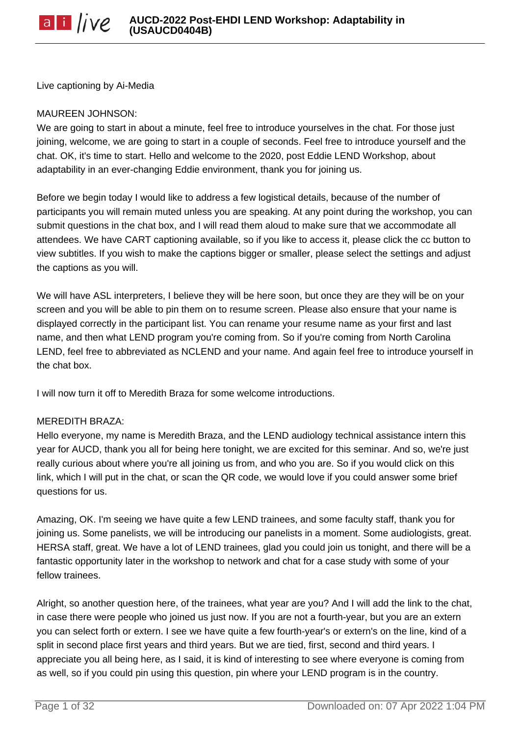Live captioning by Ai-Media

MAUREEN JOHNSON:
We are going to start in about a minute, feel free to introduce yourselves in the chat. For those just joining, welcome, we are going to start in a couple of seconds. Feel free to introduce yourself and the chat. OK, it's time to start. Hello and welcome to the 2020, post Eddie LEND Workshop, about adaptability in an ever-changing Eddie environment, thank you for joining us.

Before we begin today I would like to address a few logistical details, because of the number of participants you will remain muted unless you are speaking. At any point during the workshop, you can submit questions in the chat box, and I will read them aloud to make sure that we accommodate all attendees. We have CART captioning available, so if you like to access it, please click the cc button to view subtitles. If you wish to make the captions bigger or smaller, please select the settings and adjust the captions as you will.

We will have ASL interpreters, I believe they will be here soon, but once they are they will be on your screen and you will be able to pin them on to resume screen. Please also ensure that your name is displayed correctly in the participant list. You can rename your resume name as your first and last name, and then what LEND program you're coming from. So if you're coming from North Carolina LEND, feel free to abbreviated as NCLEND and your name. And again feel free to introduce yourself in the chat box.

I will now turn it off to Meredith Braza for some welcome introductions.

MEREDITH BRAZA:
Hello everyone, my name is Meredith Braza, and the LEND audiology technical assistance intern this year for AUCD, thank you all for being here tonight, we are excited for this seminar. And so, we're just really curious about where you're all joining us from, and who you are. So if you would click on this link, which I will put in the chat, or scan the QR code, we would love if you could answer some brief questions for us.

Amazing, OK. I'm seeing we have quite a few LEND trainees, and some faculty staff, thank you for joining us. Some panelists, we will be introducing our panelists in a moment. Some audiologists, great. HERSA staff, great. We have a lot of LEND trainees, glad you could join us tonight, and there will be a fantastic opportunity later in the workshop to network and chat for a case study with some of your fellow trainees.

Alright, so another question here, of the trainees, what year are you? And I will add the link to the chat, in case there were people who joined us just now. If you are not a fourth-year, but you are an extern you can select forth or extern. I see we have quite a few fourth-year's or extern's on the line, kind of a split in second place first years and third years. But we are tied, first, second and third years. I appreciate you all being here, as I said, it is kind of interesting to see where everyone is coming from as well, so if you could pin using this question, pin where your LEND program is in the country.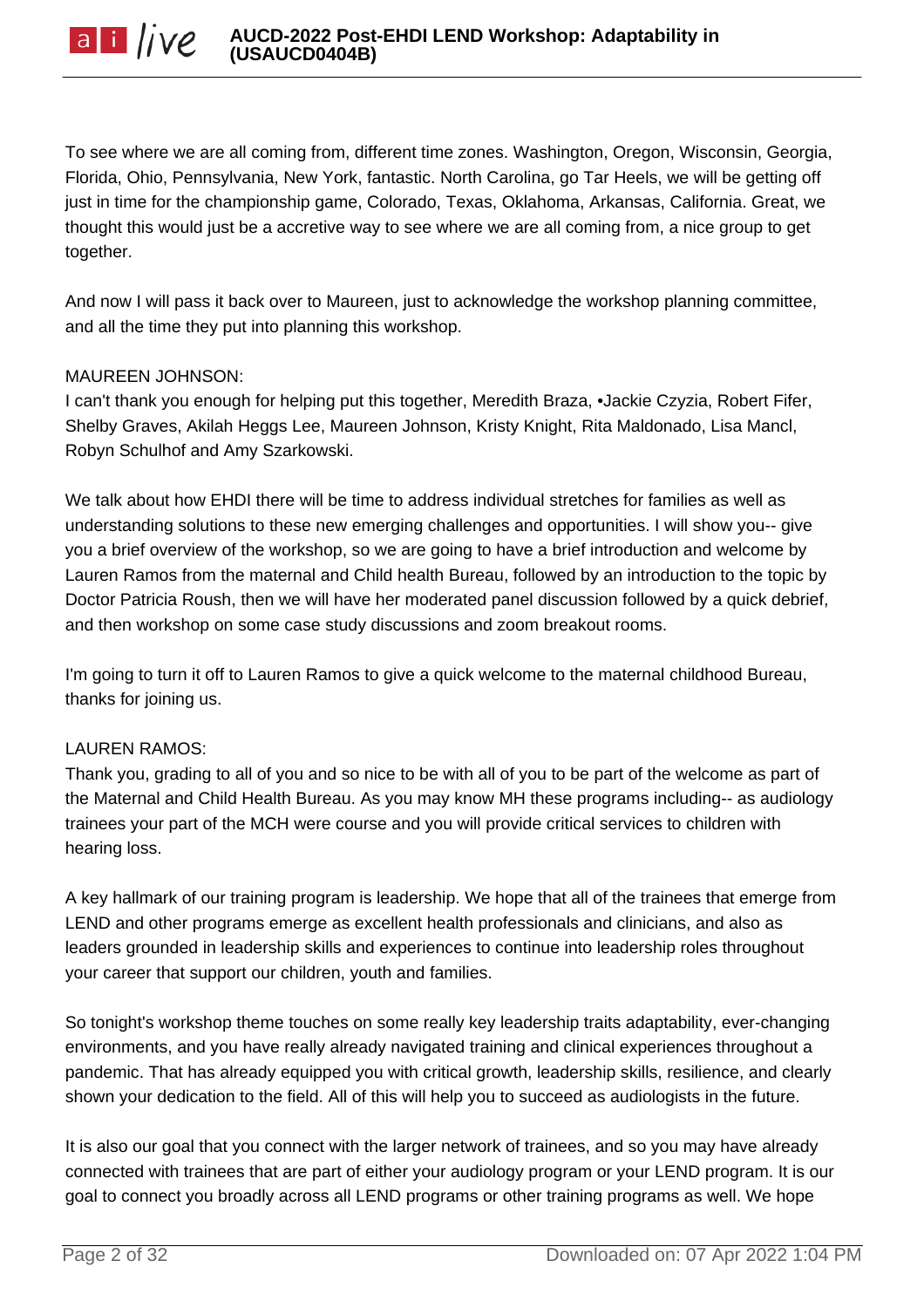To see where we are all coming from, different time zones. Washington, Oregon, Wisconsin, Georgia, Florida, Ohio, Pennsylvania, New York, fantastic. North Carolina, go Tar Heels, we will be getting off just in time for the championship game, Colorado, Texas, Oklahoma, Arkansas, California. Great, we thought this would just be a accretive way to see where we are all coming from, a nice group to get together.

And now I will pass it back over to Maureen, just to acknowledge the workshop planning committee, and all the time they put into planning this workshop.

MAUREEN JOHNSON:
I can't thank you enough for helping put this together, Meredith Braza, •Jackie Czyzia, Robert Fifer, Shelby Graves, Akilah Heggs Lee, Maureen Johnson, Kristy Knight, Rita Maldonado, Lisa Mancl, Robyn Schulhof and Amy Szarkowski.

We talk about how EHDI there will be time to address individual stretches for families as well as understanding solutions to these new emerging challenges and opportunities. I will show you-- give you a brief overview of the workshop, so we are going to have a brief introduction and welcome by Lauren Ramos from the maternal and Child health Bureau, followed by an introduction to the topic by Doctor Patricia Roush, then we will have her moderated panel discussion followed by a quick debrief, and then workshop on some case study discussions and zoom breakout rooms.

I'm going to turn it off to Lauren Ramos to give a quick welcome to the maternal childhood Bureau, thanks for joining us.

LAUREN RAMOS:
Thank you, grading to all of you and so nice to be with all of you to be part of the welcome as part of the Maternal and Child Health Bureau. As you may know MH these programs including-- as audiology trainees your part of the MCH were course and you will provide critical services to children with hearing loss.

A key hallmark of our training program is leadership. We hope that all of the trainees that emerge from LEND and other programs emerge as excellent health professionals and clinicians, and also as leaders grounded in leadership skills and experiences to continue into leadership roles throughout your career that support our children, youth and families.

So tonight's workshop theme touches on some really key leadership traits adaptability, ever-changing environments, and you have really already navigated training and clinical experiences throughout a pandemic. That has already equipped you with critical growth, leadership skills, resilience, and clearly shown your dedication to the field. All of this will help you to succeed as audiologists in the future.

It is also our goal that you connect with the larger network of trainees, and so you may have already connected with trainees that are part of either your audiology program or your LEND program. It is our goal to connect you broadly across all LEND programs or other training programs as well. We hope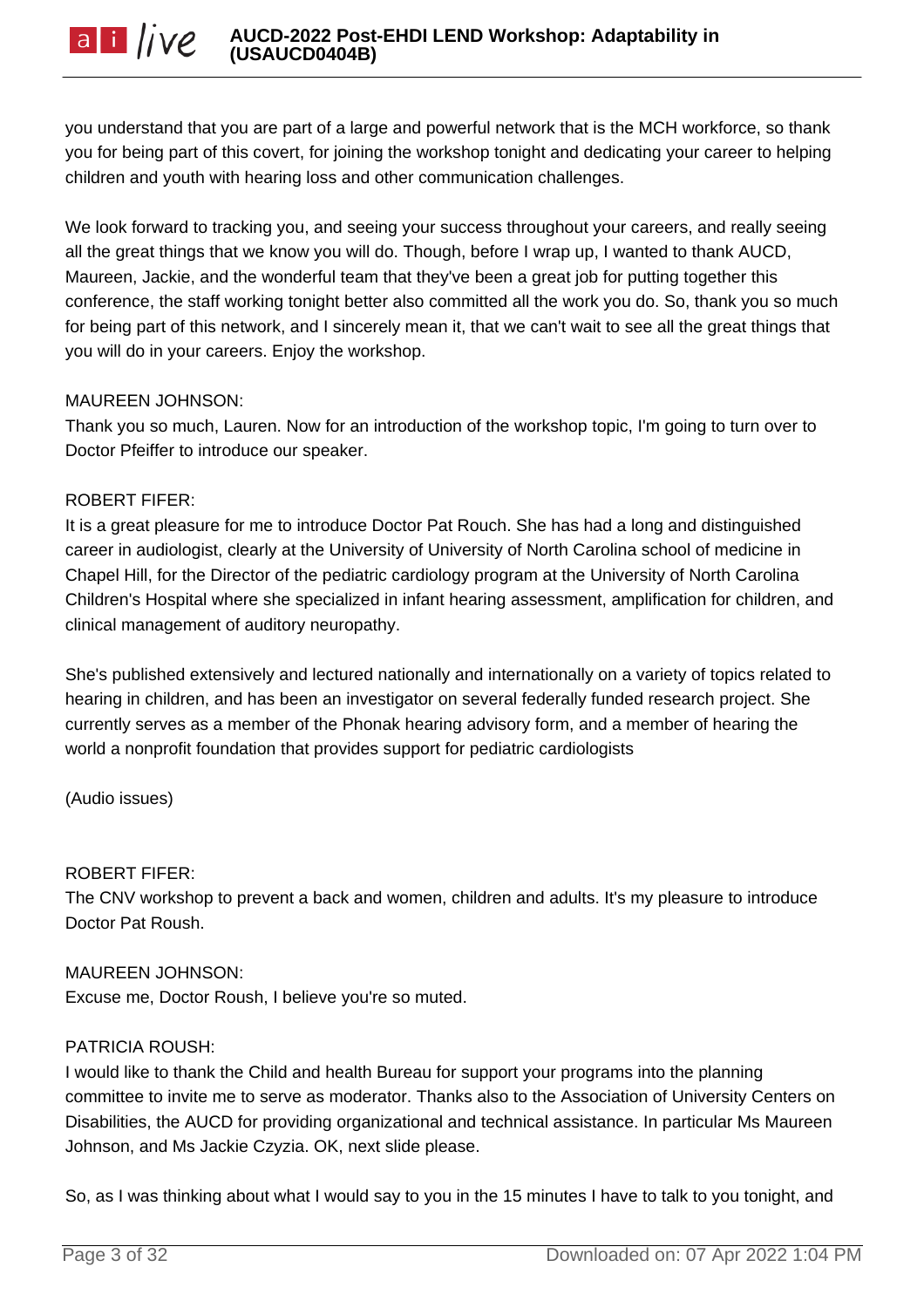you understand that you are part of a large and powerful network that is the MCH workforce, so thank you for being part of this covert, for joining the workshop tonight and dedicating your career to helping children and youth with hearing loss and other communication challenges.

We look forward to tracking you, and seeing your success throughout your careers, and really seeing all the great things that we know you will do. Though, before I wrap up, I wanted to thank AUCD, Maureen, Jackie, and the wonderful team that they've been a great job for putting together this conference, the staff working tonight better also committed all the work you do. So, thank you so much for being part of this network, and I sincerely mean it, that we can't wait to see all the great things that you will do in your careers. Enjoy the workshop.

MAUREEN JOHNSON:
Thank you so much, Lauren. Now for an introduction of the workshop topic, I'm going to turn over to Doctor Pfeiffer to introduce our speaker.

ROBERT FIFER:
It is a great pleasure for me to introduce Doctor Pat Rouch. She has had a long and distinguished career in audiologist, clearly at the University of University of North Carolina school of medicine in Chapel Hill, for the Director of the pediatric cardiology program at the University of North Carolina Children's Hospital where she specialized in infant hearing assessment, amplification for children, and clinical management of auditory neuropathy.

She's published extensively and lectured nationally and internationally on a variety of topics related to hearing in children, and has been an investigator on several federally funded research project. She currently serves as a member of the Phonak hearing advisory form, and a member of hearing the world a nonprofit foundation that provides support for pediatric cardiologists

(Audio issues)

ROBERT FIFER:
The CNV workshop to prevent a back and women, children and adults. It's my pleasure to introduce Doctor Pat Roush.

MAUREEN JOHNSON:
Excuse me, Doctor Roush, I believe you're so muted.

PATRICIA ROUSH:
I would like to thank the Child and health Bureau for support your programs into the planning committee to invite me to serve as moderator. Thanks also to the Association of University Centers on Disabilities, the AUCD for providing organizational and technical assistance. In particular Ms Maureen Johnson, and Ms Jackie Czyzia. OK, next slide please.

So, as I was thinking about what I would say to you in the 15 minutes I have to talk to you tonight, and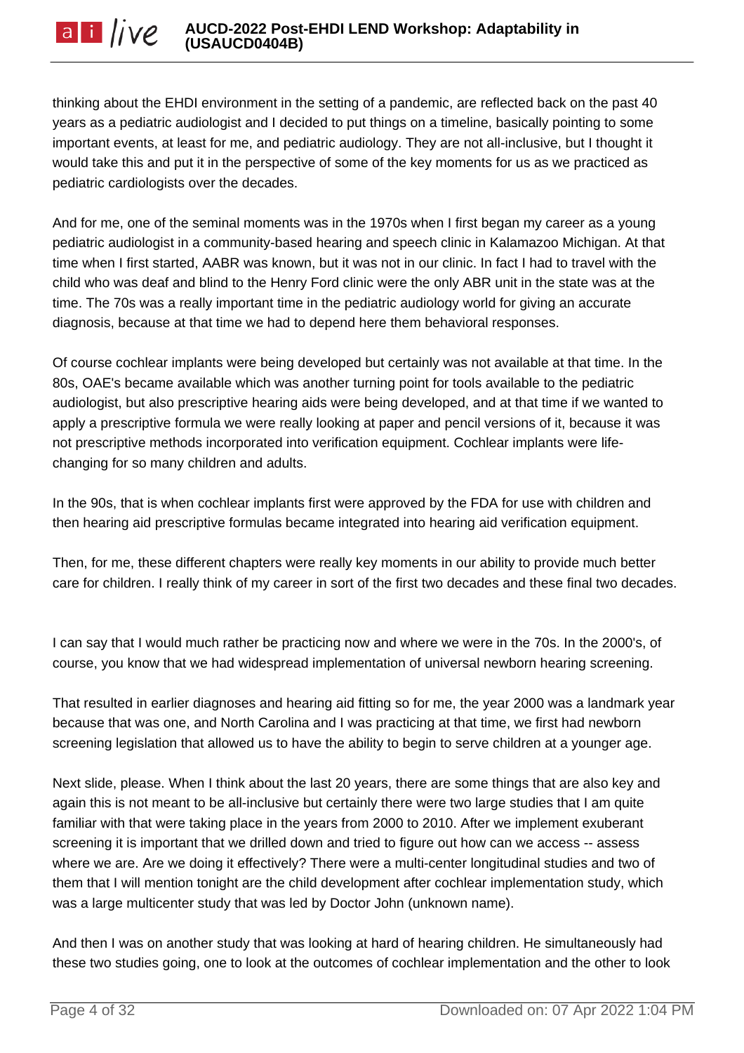thinking about the EHDI environment in the setting of a pandemic, are reflected back on the past 40 years as a pediatric audiologist and I decided to put things on a timeline, basically pointing to some important events, at least for me, and pediatric audiology. They are not all-inclusive, but I thought it would take this and put it in the perspective of some of the key moments for us as we practiced as pediatric cardiologists over the decades.

And for me, one of the seminal moments was in the 1970s when I first began my career as a young pediatric audiologist in a community-based hearing and speech clinic in Kalamazoo Michigan. At that time when I first started, AABR was known, but it was not in our clinic. In fact I had to travel with the child who was deaf and blind to the Henry Ford clinic were the only ABR unit in the state was at the time. The 70s was a really important time in the pediatric audiology world for giving an accurate diagnosis, because at that time we had to depend here them behavioral responses.

Of course cochlear implants were being developed but certainly was not available at that time. In the 80s, OAE's became available which was another turning point for tools available to the pediatric audiologist, but also prescriptive hearing aids were being developed, and at that time if we wanted to apply a prescriptive formula we were really looking at paper and pencil versions of it, because it was not prescriptive methods incorporated into verification equipment. Cochlear implants were life-changing for so many children and adults.

In the 90s, that is when cochlear implants first were approved by the FDA for use with children and then hearing aid prescriptive formulas became integrated into hearing aid verification equipment.

Then, for me, these different chapters were really key moments in our ability to provide much better care for children. I really think of my career in sort of the first two decades and these final two decades.

I can say that I would much rather be practicing now and where we were in the 70s. In the 2000's, of course, you know that we had widespread implementation of universal newborn hearing screening.

That resulted in earlier diagnoses and hearing aid fitting so for me, the year 2000 was a landmark year because that was one, and North Carolina and I was practicing at that time, we first had newborn screening legislation that allowed us to have the ability to begin to serve children at a younger age.

Next slide, please. When I think about the last 20 years, there are some things that are also key and again this is not meant to be all-inclusive but certainly there were two large studies that I am quite familiar with that were taking place in the years from 2000 to 2010. After we implement exuberant screening it is important that we drilled down and tried to figure out how can we access -- assess where we are. Are we doing it effectively? There were a multi-center longitudinal studies and two of them that I will mention tonight are the child development after cochlear implementation study, which was a large multicenter study that was led by Doctor John (unknown name).

And then I was on another study that was looking at hard of hearing children. He simultaneously had these two studies going, one to look at the outcomes of cochlear implementation and the other to look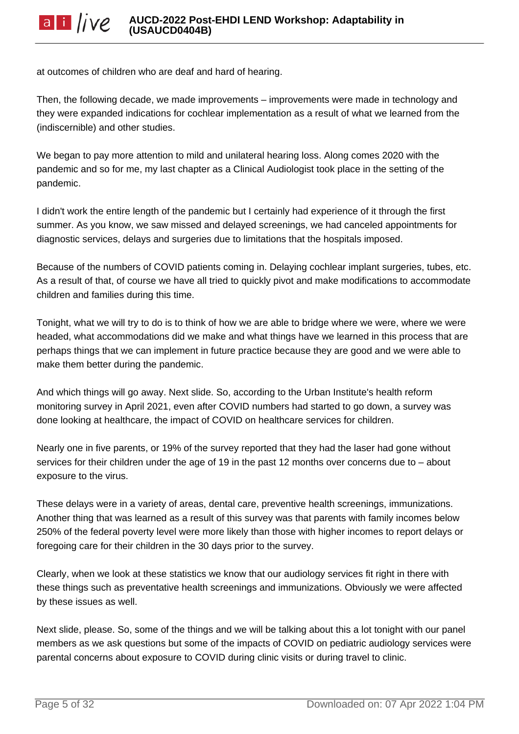at outcomes of children who are deaf and hard of hearing.

Then, the following decade, we made improvements – improvements were made in technology and they were expanded indications for cochlear implementation as a result of what we learned from the (indiscernible) and other studies.

We began to pay more attention to mild and unilateral hearing loss. Along comes 2020 with the pandemic and so for me, my last chapter as a Clinical Audiologist took place in the setting of the pandemic.

I didn't work the entire length of the pandemic but I certainly had experience of it through the first summer. As you know, we saw missed and delayed screenings, we had canceled appointments for diagnostic services, delays and surgeries due to limitations that the hospitals imposed.

Because of the numbers of COVID patients coming in. Delaying cochlear implant surgeries, tubes, etc. As a result of that, of course we have all tried to quickly pivot and make modifications to accommodate children and families during this time.

Tonight, what we will try to do is to think of how we are able to bridge where we were, where we were headed, what accommodations did we make and what things have we learned in this process that are perhaps things that we can implement in future practice because they are good and we were able to make them better during the pandemic.

And which things will go away. Next slide. So, according to the Urban Institute's health reform monitoring survey in April 2021, even after COVID numbers had started to go down, a survey was done looking at healthcare, the impact of COVID on healthcare services for children.

Nearly one in five parents, or 19% of the survey reported that they had the laser had gone without services for their children under the age of 19 in the past 12 months over concerns due to – about exposure to the virus.

These delays were in a variety of areas, dental care, preventive health screenings, immunizations. Another thing that was learned as a result of this survey was that parents with family incomes below 250% of the federal poverty level were more likely than those with higher incomes to report delays or foregoing care for their children in the 30 days prior to the survey.

Clearly, when we look at these statistics we know that our audiology services fit right in there with these things such as preventative health screenings and immunizations. Obviously we were affected by these issues as well.

Next slide, please. So, some of the things and we will be talking about this a lot tonight with our panel members as we ask questions but some of the impacts of COVID on pediatric audiology services were parental concerns about exposure to COVID during clinic visits or during travel to clinic.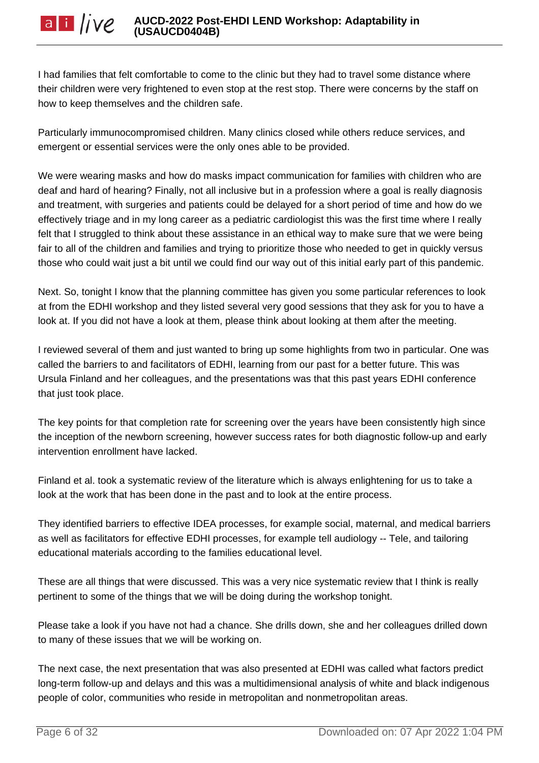I had families that felt comfortable to come to the clinic but they had to travel some distance where their children were very frightened to even stop at the rest stop. There were concerns by the staff on how to keep themselves and the children safe.

Particularly immunocompromised children. Many clinics closed while others reduce services, and emergent or essential services were the only ones able to be provided.

We were wearing masks and how do masks impact communication for families with children who are deaf and hard of hearing? Finally, not all inclusive but in a profession where a goal is really diagnosis and treatment, with surgeries and patients could be delayed for a short period of time and how do we effectively triage and in my long career as a pediatric cardiologist this was the first time where I really felt that I struggled to think about these assistance in an ethical way to make sure that we were being fair to all of the children and families and trying to prioritize those who needed to get in quickly versus those who could wait just a bit until we could find our way out of this initial early part of this pandemic.

Next. So, tonight I know that the planning committee has given you some particular references to look at from the EDHI workshop and they listed several very good sessions that they ask for you to have a look at. If you did not have a look at them, please think about looking at them after the meeting.

I reviewed several of them and just wanted to bring up some highlights from two in particular. One was called the barriers to and facilitators of EDHI, learning from our past for a better future. This was Ursula Finland and her colleagues, and the presentations was that this past years EDHI conference that just took place.

The key points for that completion rate for screening over the years have been consistently high since the inception of the newborn screening, however success rates for both diagnostic follow-up and early intervention enrollment have lacked.

Finland et al. took a systematic review of the literature which is always enlightening for us to take a look at the work that has been done in the past and to look at the entire process.

They identified barriers to effective IDEA processes, for example social, maternal, and medical barriers as well as facilitators for effective EDHI processes, for example tell audiology -- Tele, and tailoring educational materials according to the families educational level.

These are all things that were discussed. This was a very nice systematic review that I think is really pertinent to some of the things that we will be doing during the workshop tonight.

Please take a look if you have not had a chance. She drills down, she and her colleagues drilled down to many of these issues that we will be working on.

The next case, the next presentation that was also presented at EDHI was called what factors predict long-term follow-up and delays and this was a multidimensional analysis of white and black indigenous people of color, communities who reside in metropolitan and nonmetropolitan areas.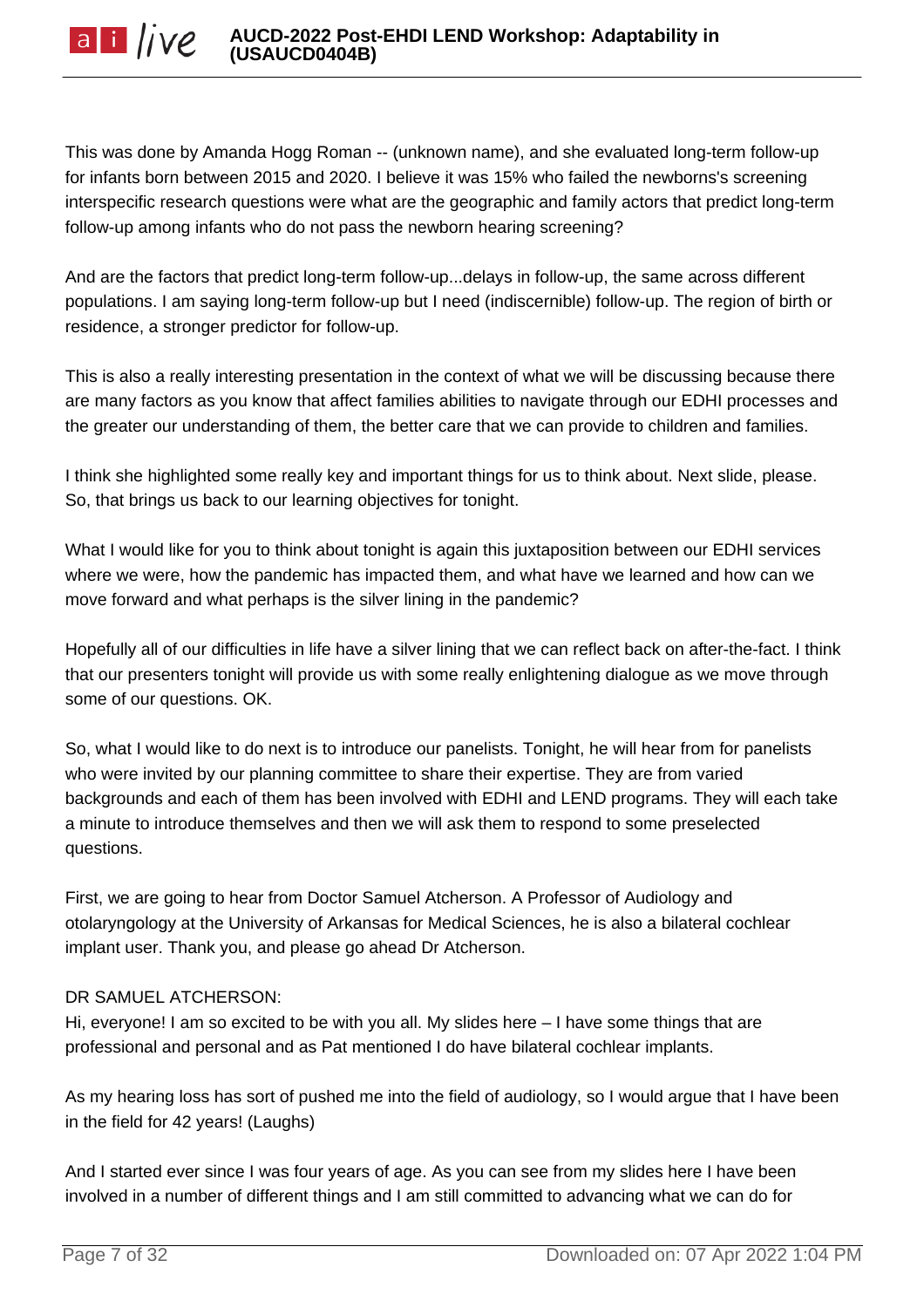This was done by Amanda Hogg Roman -- (unknown name), and she evaluated long-term follow-up for infants born between 2015 and 2020. I believe it was 15% who failed the newborns's screening interspecific research questions were what are the geographic and family actors that predict long-term follow-up among infants who do not pass the newborn hearing screening?

And are the factors that predict long-term follow-up...delays in follow-up, the same across different populations. I am saying long-term follow-up but I need (indiscernible) follow-up. The region of birth or residence, a stronger predictor for follow-up.

This is also a really interesting presentation in the context of what we will be discussing because there are many factors as you know that affect families abilities to navigate through our EDHI processes and the greater our understanding of them, the better care that we can provide to children and families.

I think she highlighted some really key and important things for us to think about. Next slide, please. So, that brings us back to our learning objectives for tonight.

What I would like for you to think about tonight is again this juxtaposition between our EDHI services where we were, how the pandemic has impacted them, and what have we learned and how can we move forward and what perhaps is the silver lining in the pandemic?

Hopefully all of our difficulties in life have a silver lining that we can reflect back on after-the-fact. I think that our presenters tonight will provide us with some really enlightening dialogue as we move through some of our questions. OK.

So, what I would like to do next is to introduce our panelists. Tonight, he will hear from for panelists who were invited by our planning committee to share their expertise. They are from varied backgrounds and each of them has been involved with EDHI and LEND programs. They will each take a minute to introduce themselves and then we will ask them to respond to some preselected questions.

First, we are going to hear from Doctor Samuel Atcherson. A Professor of Audiology and otolaryngology at the University of Arkansas for Medical Sciences, he is also a bilateral cochlear implant user. Thank you, and please go ahead Dr Atcherson.

DR SAMUEL ATCHERSON:
Hi, everyone! I am so excited to be with you all. My slides here – I have some things that are professional and personal and as Pat mentioned I do have bilateral cochlear implants.

As my hearing loss has sort of pushed me into the field of audiology, so I would argue that I have been in the field for 42 years! (Laughs)

And I started ever since I was four years of age. As you can see from my slides here I have been involved in a number of different things and I am still committed to advancing what we can do for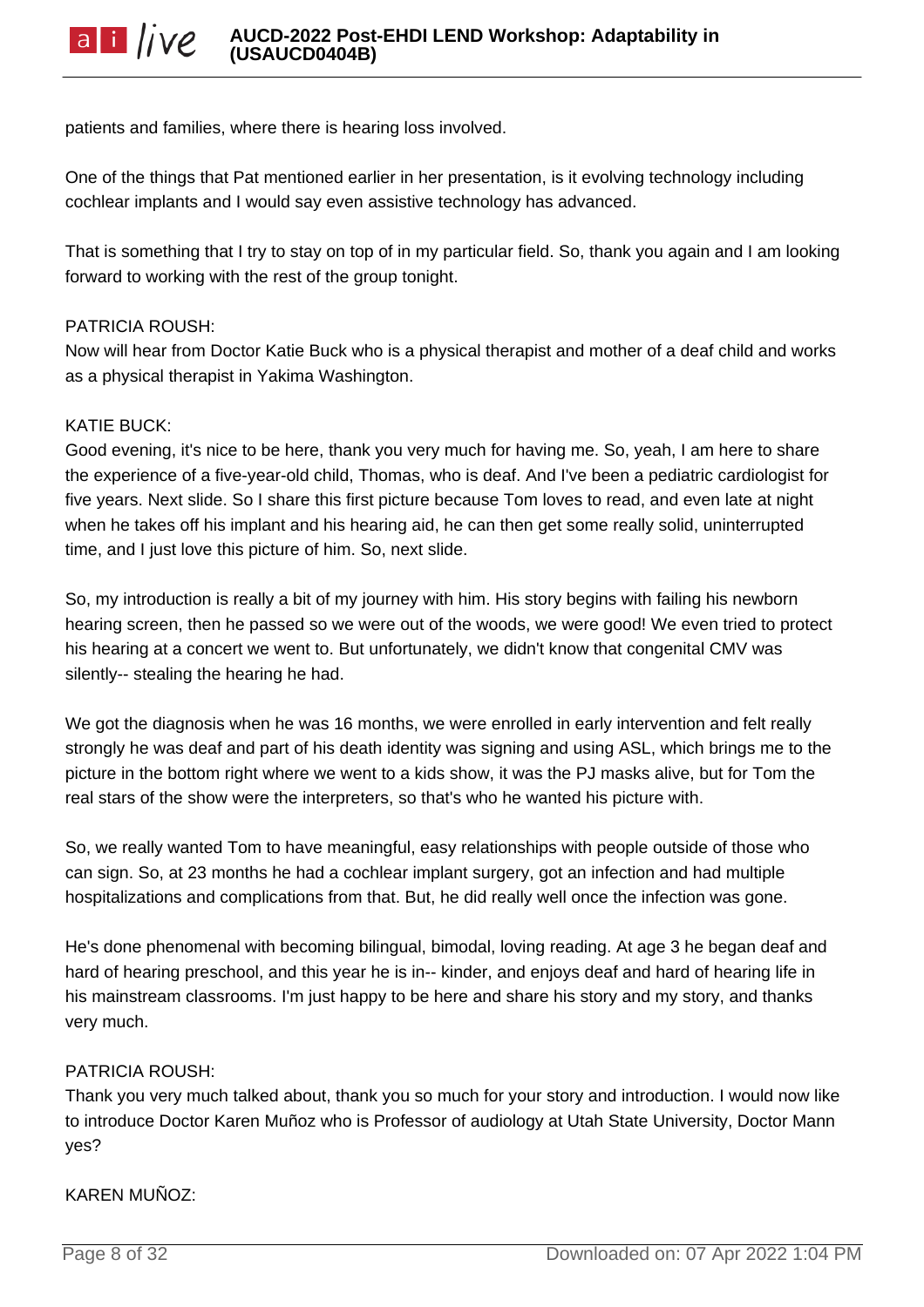patients and families, where there is hearing loss involved.

One of the things that Pat mentioned earlier in her presentation, is it evolving technology including cochlear implants and I would say even assistive technology has advanced.

That is something that I try to stay on top of in my particular field. So, thank you again and I am looking forward to working with the rest of the group tonight.

PATRICIA ROUSH:
Now will hear from Doctor Katie Buck who is a physical therapist and mother of a deaf child and works as a physical therapist in Yakima Washington.

KATIE BUCK:
Good evening, it's nice to be here, thank you very much for having me. So, yeah, I am here to share the experience of a five-year-old child, Thomas, who is deaf. And I've been a pediatric cardiologist for five years. Next slide. So I share this first picture because Tom loves to read, and even late at night when he takes off his implant and his hearing aid, he can then get some really solid, uninterrupted time, and I just love this picture of him. So, next slide.

So, my introduction is really a bit of my journey with him. His story begins with failing his newborn hearing screen, then he passed so we were out of the woods, we were good! We even tried to protect his hearing at a concert we went to. But unfortunately, we didn't know that congenital CMV was silently-- stealing the hearing he had.

We got the diagnosis when he was 16 months, we were enrolled in early intervention and felt really strongly he was deaf and part of his death identity was signing and using ASL, which brings me to the picture in the bottom right where we went to a kids show, it was the PJ masks alive, but for Tom the real stars of the show were the interpreters, so that's who he wanted his picture with.

So, we really wanted Tom to have meaningful, easy relationships with people outside of those who can sign. So, at 23 months he had a cochlear implant surgery, got an infection and had multiple hospitalizations and complications from that. But, he did really well once the infection was gone.

He's done phenomenal with becoming bilingual, bimodal, loving reading. At age 3 he began deaf and hard of hearing preschool, and this year he is in-- kinder, and enjoys deaf and hard of hearing life in his mainstream classrooms. I'm just happy to be here and share his story and my story, and thanks very much.

PATRICIA ROUSH:
Thank you very much talked about, thank you so much for your story and introduction. I would now like to introduce Doctor Karen Muñoz who is Professor of audiology at Utah State University, Doctor Mann yes?

KAREN MUÑOZ: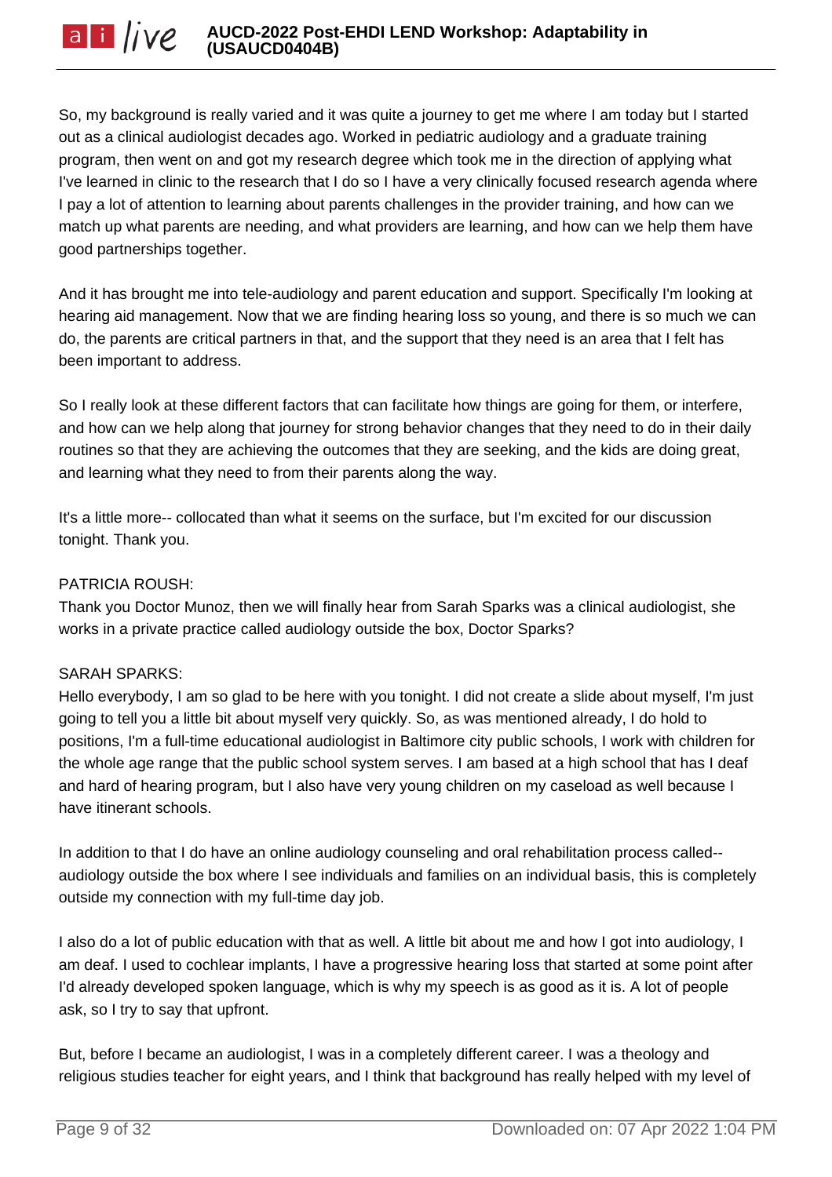So, my background is really varied and it was quite a journey to get me where I am today but I started out as a clinical audiologist decades ago. Worked in pediatric audiology and a graduate training program, then went on and got my research degree which took me in the direction of applying what I've learned in clinic to the research that I do so I have a very clinically focused research agenda where I pay a lot of attention to learning about parents challenges in the provider training, and how can we match up what parents are needing, and what providers are learning, and how can we help them have good partnerships together.

And it has brought me into tele-audiology and parent education and support. Specifically I'm looking at hearing aid management. Now that we are finding hearing loss so young, and there is so much we can do, the parents are critical partners in that, and the support that they need is an area that I felt has been important to address.

So I really look at these different factors that can facilitate how things are going for them, or interfere, and how can we help along that journey for strong behavior changes that they need to do in their daily routines so that they are achieving the outcomes that they are seeking, and the kids are doing great, and learning what they need to from their parents along the way.

It's a little more-- collocated than what it seems on the surface, but I'm excited for our discussion tonight. Thank you.

PATRICIA ROUSH:
Thank you Doctor Munoz, then we will finally hear from Sarah Sparks was a clinical audiologist, she works in a private practice called audiology outside the box, Doctor Sparks?

SARAH SPARKS:
Hello everybody, I am so glad to be here with you tonight. I did not create a slide about myself, I'm just going to tell you a little bit about myself very quickly. So, as was mentioned already, I do hold to positions, I'm a full-time educational audiologist in Baltimore city public schools, I work with children for the whole age range that the public school system serves. I am based at a high school that has I deaf and hard of hearing program, but I also have very young children on my caseload as well because I have itinerant schools.

In addition to that I do have an online audiology counseling and oral rehabilitation process called-- audiology outside the box where I see individuals and families on an individual basis, this is completely outside my connection with my full-time day job.

I also do a lot of public education with that as well. A little bit about me and how I got into audiology, I am deaf. I used to cochlear implants, I have a progressive hearing loss that started at some point after I'd already developed spoken language, which is why my speech is as good as it is. A lot of people ask, so I try to say that upfront.

But, before I became an audiologist, I was in a completely different career. I was a theology and religious studies teacher for eight years, and I think that background has really helped with my level of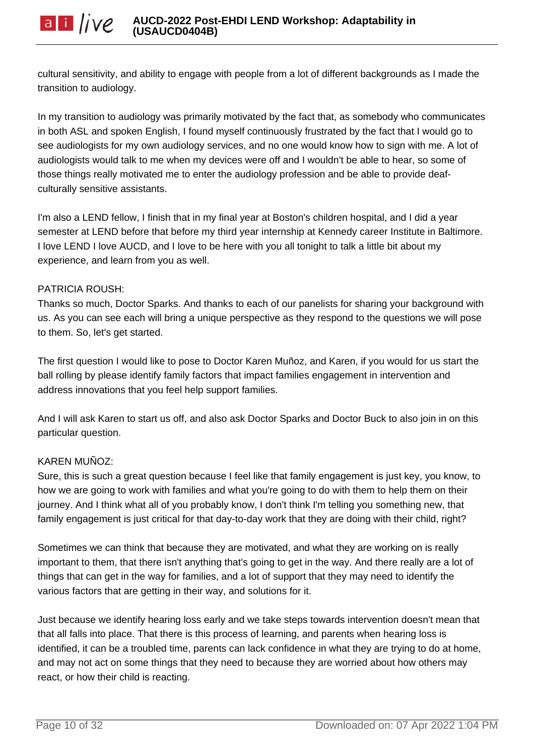cultural sensitivity, and ability to engage with people from a lot of different backgrounds as I made the transition to audiology.

In my transition to audiology was primarily motivated by the fact that, as somebody who communicates in both ASL and spoken English, I found myself continuously frustrated by the fact that I would go to see audiologists for my own audiology services, and no one would know how to sign with me. A lot of audiologists would talk to me when my devices were off and I wouldn't be able to hear, so some of those things really motivated me to enter the audiology profession and be able to provide deaf-culturally sensitive assistants.

I'm also a LEND fellow, I finish that in my final year at Boston's children hospital, and I did a year semester at LEND before that before my third year internship at Kennedy career Institute in Baltimore. I love LEND I love AUCD, and I love to be here with you all tonight to talk a little bit about my experience, and learn from you as well.

PATRICIA ROUSH:
Thanks so much, Doctor Sparks. And thanks to each of our panelists for sharing your background with us. As you can see each will bring a unique perspective as they respond to the questions we will pose to them. So, let's get started.

The first question I would like to pose to Doctor Karen Muñoz, and Karen, if you would for us start the ball rolling by please identify family factors that impact families engagement in intervention and address innovations that you feel help support families.

And I will ask Karen to start us off, and also ask Doctor Sparks and Doctor Buck to also join in on this particular question.

KAREN MUÑOZ:
Sure, this is such a great question because I feel like that family engagement is just key, you know, to how we are going to work with families and what you're going to do with them to help them on their journey. And I think what all of you probably know, I don't think I'm telling you something new, that family engagement is just critical for that day-to-day work that they are doing with their child, right?

Sometimes we can think that because they are motivated, and what they are working on is really important to them, that there isn't anything that's going to get in the way. And there really are a lot of things that can get in the way for families, and a lot of support that they may need to identify the various factors that are getting in their way, and solutions for it.

Just because we identify hearing loss early and we take steps towards intervention doesn't mean that that all falls into place. That there is this process of learning, and parents when hearing loss is identified, it can be a troubled time, parents can lack confidence in what they are trying to do at home, and may not act on some things that they need to because they are worried about how others may react, or how their child is reacting.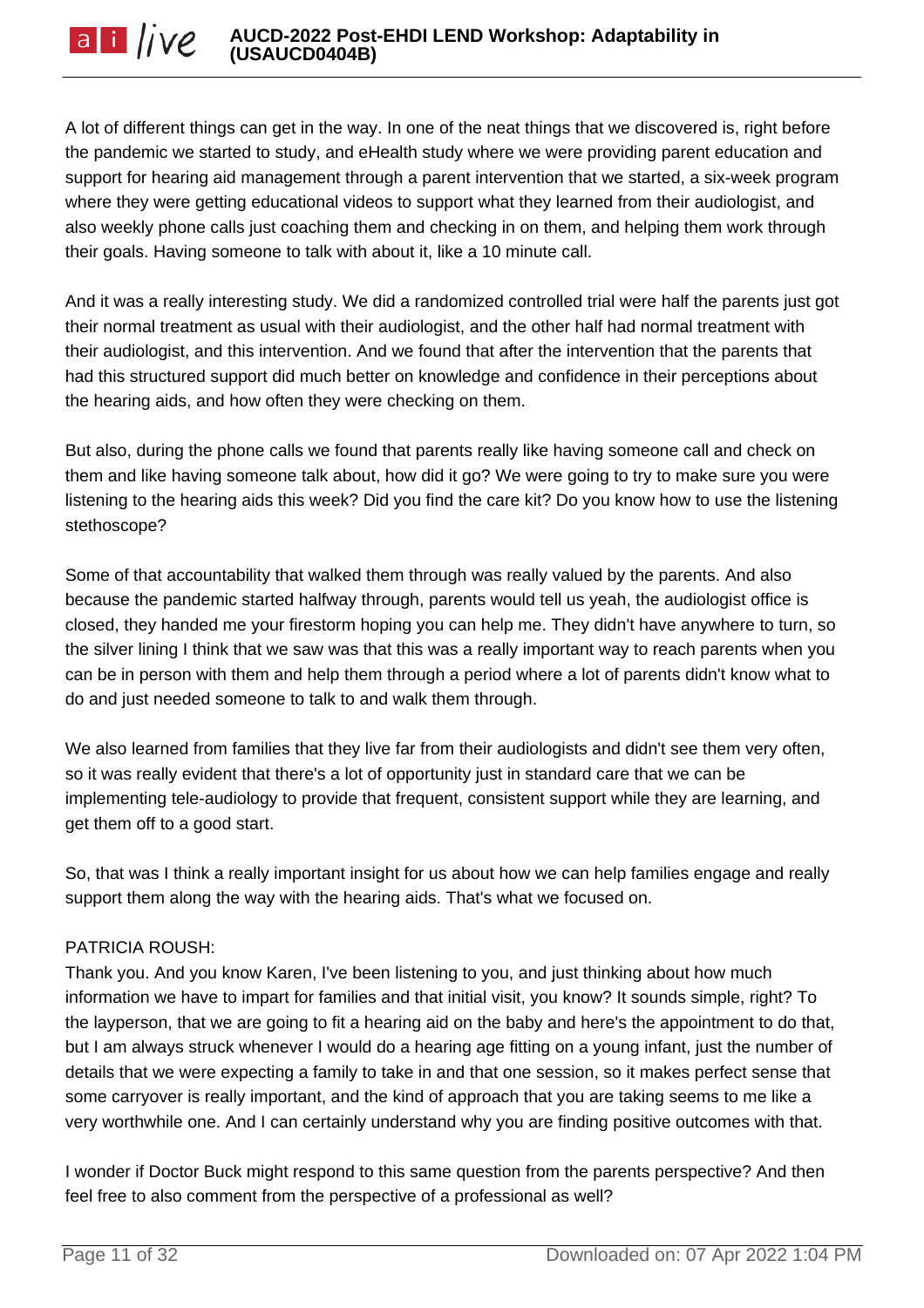A lot of different things can get in the way. In one of the neat things that we discovered is, right before the pandemic we started to study, and eHealth study where we were providing parent education and support for hearing aid management through a parent intervention that we started, a six-week program where they were getting educational videos to support what they learned from their audiologist, and also weekly phone calls just coaching them and checking in on them, and helping them work through their goals. Having someone to talk with about it, like a 10 minute call.

And it was a really interesting study. We did a randomized controlled trial were half the parents just got their normal treatment as usual with their audiologist, and the other half had normal treatment with their audiologist, and this intervention. And we found that after the intervention that the parents that had this structured support did much better on knowledge and confidence in their perceptions about the hearing aids, and how often they were checking on them.

But also, during the phone calls we found that parents really like having someone call and check on them and like having someone talk about, how did it go? We were going to try to make sure you were listening to the hearing aids this week? Did you find the care kit? Do you know how to use the listening stethoscope?

Some of that accountability that walked them through was really valued by the parents. And also because the pandemic started halfway through, parents would tell us yeah, the audiologist office is closed, they handed me your firestorm hoping you can help me. They didn't have anywhere to turn, so the silver lining I think that we saw was that this was a really important way to reach parents when you can be in person with them and help them through a period where a lot of parents didn't know what to do and just needed someone to talk to and walk them through.

We also learned from families that they live far from their audiologists and didn't see them very often, so it was really evident that there's a lot of opportunity just in standard care that we can be implementing tele-audiology to provide that frequent, consistent support while they are learning, and get them off to a good start.

So, that was I think a really important insight for us about how we can help families engage and really support them along the way with the hearing aids. That's what we focused on.

PATRICIA ROUSH:
Thank you. And you know Karen, I've been listening to you, and just thinking about how much information we have to impart for families and that initial visit, you know? It sounds simple, right? To the layperson, that we are going to fit a hearing aid on the baby and here's the appointment to do that, but I am always struck whenever I would do a hearing age fitting on a young infant, just the number of details that we were expecting a family to take in and that one session, so it makes perfect sense that some carryover is really important, and the kind of approach that you are taking seems to me like a very worthwhile one. And I can certainly understand why you are finding positive outcomes with that.

I wonder if Doctor Buck might respond to this same question from the parents perspective? And then feel free to also comment from the perspective of a professional as well?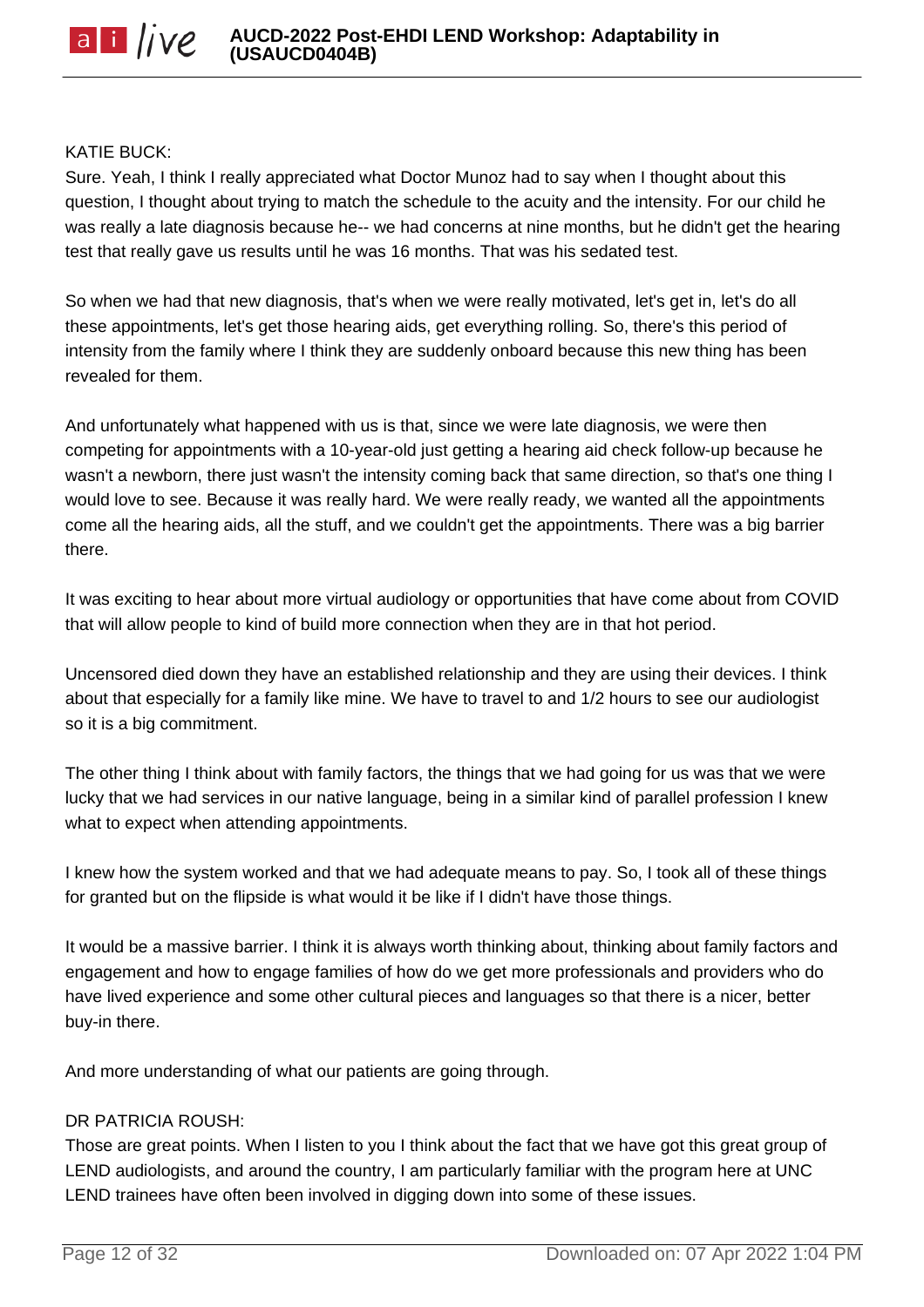KATIE BUCK:

Sure. Yeah, I think I really appreciated what Doctor Munoz had to say when I thought about this question, I thought about trying to match the schedule to the acuity and the intensity. For our child he was really a late diagnosis because he-- we had concerns at nine months, but he didn't get the hearing test that really gave us results until he was 16 months. That was his sedated test.

So when we had that new diagnosis, that's when we were really motivated, let's get in, let's do all these appointments, let's get those hearing aids, get everything rolling. So, there's this period of intensity from the family where I think they are suddenly onboard because this new thing has been revealed for them.

And unfortunately what happened with us is that, since we were late diagnosis, we were then competing for appointments with a 10-year-old just getting a hearing aid check follow-up because he wasn't a newborn, there just wasn't the intensity coming back that same direction, so that's one thing I would love to see. Because it was really hard. We were really ready, we wanted all the appointments come all the hearing aids, all the stuff, and we couldn't get the appointments. There was a big barrier there.

It was exciting to hear about more virtual audiology or opportunities that have come about from COVID that will allow people to kind of build more connection when they are in that hot period.

Uncensored died down they have an established relationship and they are using their devices. I think about that especially for a family like mine. We have to travel to and 1/2 hours to see our audiologist so it is a big commitment.

The other thing I think about with family factors, the things that we had going for us was that we were lucky that we had services in our native language, being in a similar kind of parallel profession I knew what to expect when attending appointments.

I knew how the system worked and that we had adequate means to pay. So, I took all of these things for granted but on the flipside is what would it be like if I didn't have those things.

It would be a massive barrier. I think it is always worth thinking about, thinking about family factors and engagement and how to engage families of how do we get more professionals and providers who do have lived experience and some other cultural pieces and languages so that there is a nicer, better buy-in there.

And more understanding of what our patients are going through.

DR PATRICIA ROUSH:

Those are great points. When I listen to you I think about the fact that we have got this great group of LEND audiologists, and around the country, I am particularly familiar with the program here at UNC LEND trainees have often been involved in digging down into some of these issues.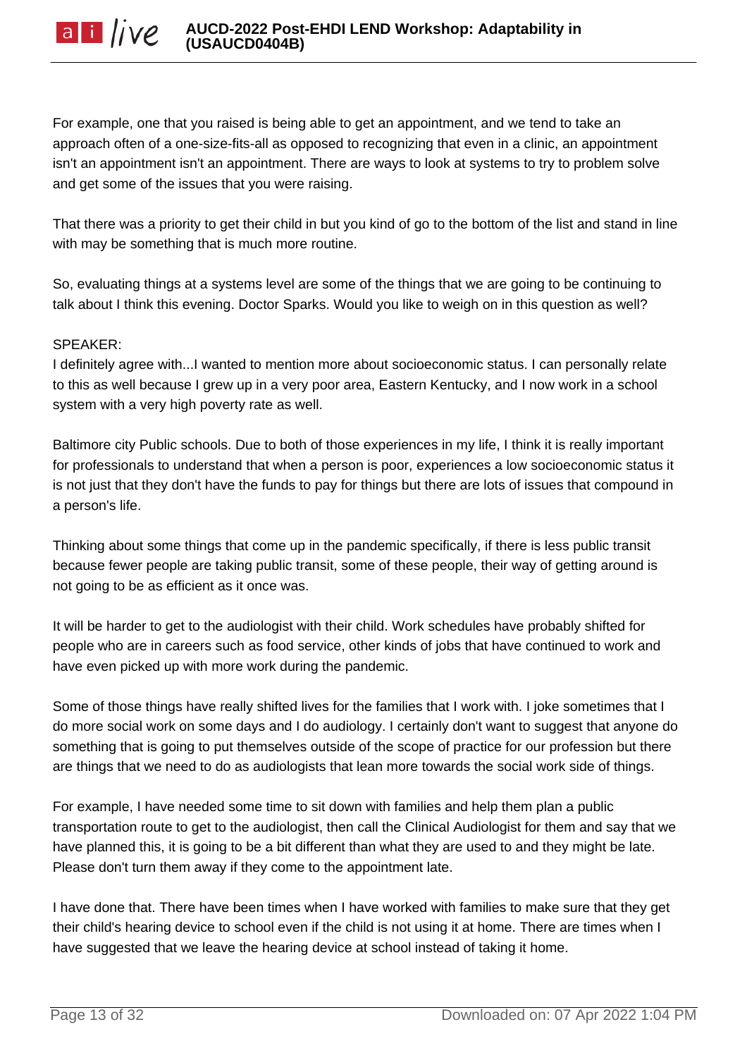For example, one that you raised is being able to get an appointment, and we tend to take an approach often of a one-size-fits-all as opposed to recognizing that even in a clinic, an appointment isn't an appointment isn't an appointment. There are ways to look at systems to try to problem solve and get some of the issues that you were raising.

That there was a priority to get their child in but you kind of go to the bottom of the list and stand in line with may be something that is much more routine.

So, evaluating things at a systems level are some of the things that we are going to be continuing to talk about I think this evening. Doctor Sparks. Would you like to weigh on in this question as well?

SPEAKER:
I definitely agree with...I wanted to mention more about socioeconomic status. I can personally relate to this as well because I grew up in a very poor area, Eastern Kentucky, and I now work in a school system with a very high poverty rate as well.

Baltimore city Public schools. Due to both of those experiences in my life, I think it is really important for professionals to understand that when a person is poor, experiences a low socioeconomic status it is not just that they don't have the funds to pay for things but there are lots of issues that compound in a person's life.

Thinking about some things that come up in the pandemic specifically, if there is less public transit because fewer people are taking public transit, some of these people, their way of getting around is not going to be as efficient as it once was.

It will be harder to get to the audiologist with their child. Work schedules have probably shifted for people who are in careers such as food service, other kinds of jobs that have continued to work and have even picked up with more work during the pandemic.

Some of those things have really shifted lives for the families that I work with. I joke sometimes that I do more social work on some days and I do audiology. I certainly don't want to suggest that anyone do something that is going to put themselves outside of the scope of practice for our profession but there are things that we need to do as audiologists that lean more towards the social work side of things.

For example, I have needed some time to sit down with families and help them plan a public transportation route to get to the audiologist, then call the Clinical Audiologist for them and say that we have planned this, it is going to be a bit different than what they are used to and they might be late. Please don't turn them away if they come to the appointment late.

I have done that. There have been times when I have worked with families to make sure that they get their child's hearing device to school even if the child is not using it at home. There are times when I have suggested that we leave the hearing device at school instead of taking it home.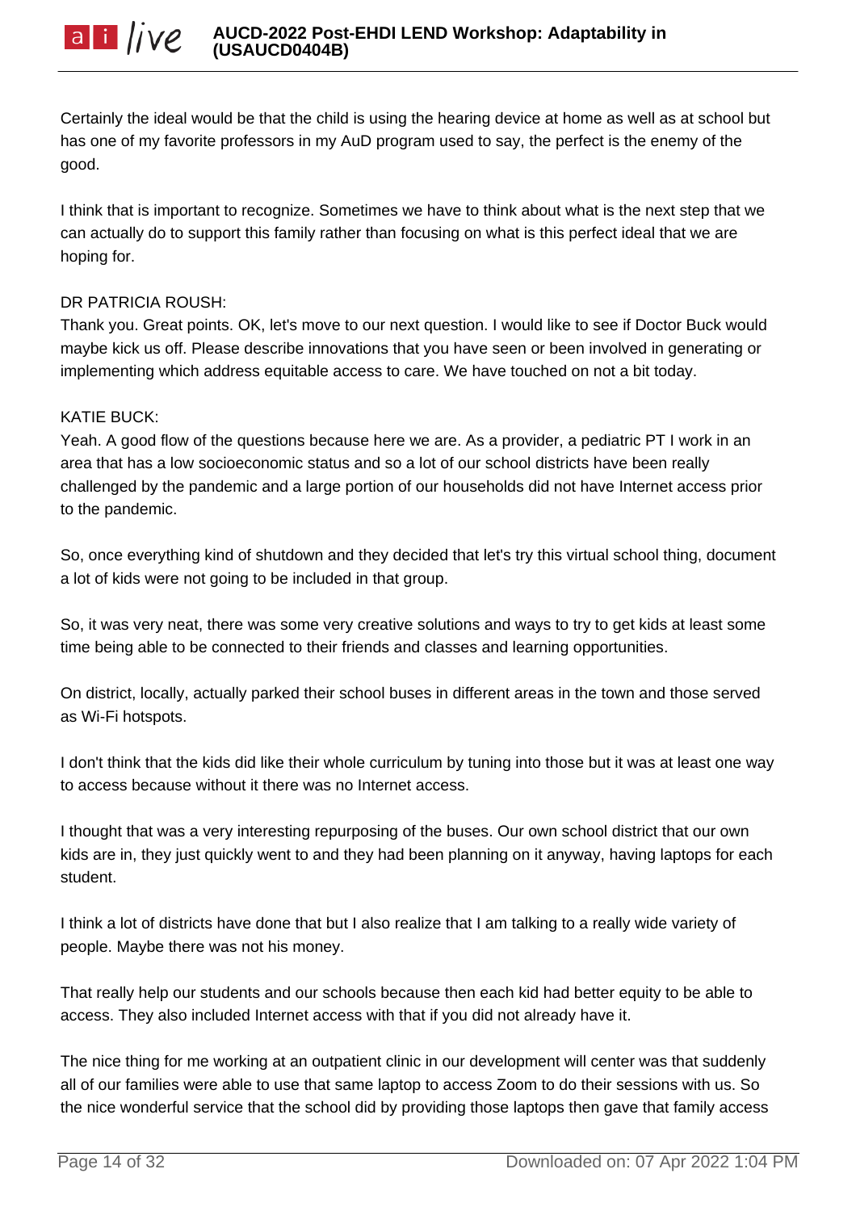Certainly the ideal would be that the child is using the hearing device at home as well as at school but has one of my favorite professors in my AuD program used to say, the perfect is the enemy of the good.

I think that is important to recognize. Sometimes we have to think about what is the next step that we can actually do to support this family rather than focusing on what is this perfect ideal that we are hoping for.

DR PATRICIA ROUSH:
Thank you. Great points. OK, let's move to our next question. I would like to see if Doctor Buck would maybe kick us off. Please describe innovations that you have seen or been involved in generating or implementing which address equitable access to care. We have touched on not a bit today.

KATIE BUCK:
Yeah. A good flow of the questions because here we are. As a provider, a pediatric PT I work in an area that has a low socioeconomic status and so a lot of our school districts have been really challenged by the pandemic and a large portion of our households did not have Internet access prior to the pandemic.

So, once everything kind of shutdown and they decided that let's try this virtual school thing, document a lot of kids were not going to be included in that group.

So, it was very neat, there was some very creative solutions and ways to try to get kids at least some time being able to be connected to their friends and classes and learning opportunities.

On district, locally, actually parked their school buses in different areas in the town and those served as Wi-Fi hotspots.

I don't think that the kids did like their whole curriculum by tuning into those but it was at least one way to access because without it there was no Internet access.

I thought that was a very interesting repurposing of the buses. Our own school district that our own kids are in, they just quickly went to and they had been planning on it anyway, having laptops for each student.

I think a lot of districts have done that but I also realize that I am talking to a really wide variety of people. Maybe there was not his money.

That really help our students and our schools because then each kid had better equity to be able to access. They also included Internet access with that if you did not already have it.

The nice thing for me working at an outpatient clinic in our development will center was that suddenly all of our families were able to use that same laptop to access Zoom to do their sessions with us. So the nice wonderful service that the school did by providing those laptops then gave that family access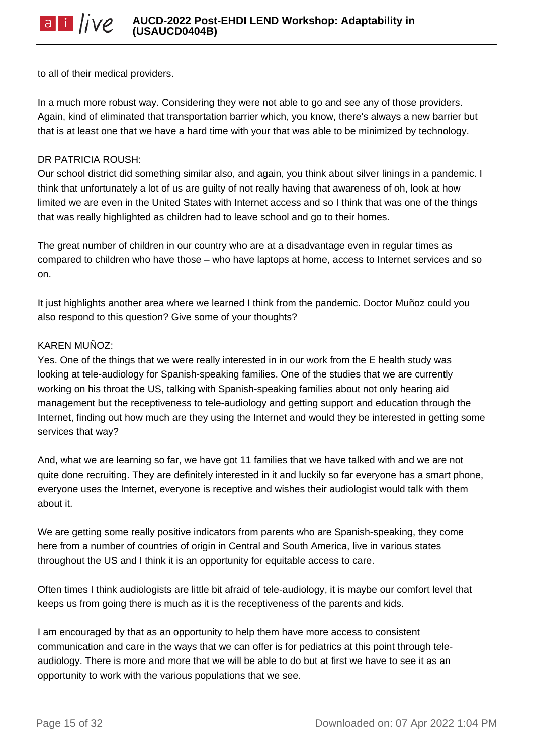to all of their medical providers.

In a much more robust way. Considering they were not able to go and see any of those providers. Again, kind of eliminated that transportation barrier which, you know, there's always a new barrier but that is at least one that we have a hard time with your that was able to be minimized by technology.

DR PATRICIA ROUSH:
Our school district did something similar also, and again, you think about silver linings in a pandemic. I think that unfortunately a lot of us are guilty of not really having that awareness of oh, look at how limited we are even in the United States with Internet access and so I think that was one of the things that was really highlighted as children had to leave school and go to their homes.

The great number of children in our country who are at a disadvantage even in regular times as compared to children who have those – who have laptops at home, access to Internet services and so on.

It just highlights another area where we learned I think from the pandemic. Doctor Muñoz could you also respond to this question? Give some of your thoughts?

KAREN MUÑOZ:
Yes. One of the things that we were really interested in in our work from the E health study was looking at tele-audiology for Spanish-speaking families. One of the studies that we are currently working on his throat the US, talking with Spanish-speaking families about not only hearing aid management but the receptiveness to tele-audiology and getting support and education through the Internet, finding out how much are they using the Internet and would they be interested in getting some services that way?

And, what we are learning so far, we have got 11 families that we have talked with and we are not quite done recruiting. They are definitely interested in it and luckily so far everyone has a smart phone, everyone uses the Internet, everyone is receptive and wishes their audiologist would talk with them about it.

We are getting some really positive indicators from parents who are Spanish-speaking, they come here from a number of countries of origin in Central and South America, live in various states throughout the US and I think it is an opportunity for equitable access to care.

Often times I think audiologists are little bit afraid of tele-audiology, it is maybe our comfort level that keeps us from going there is much as it is the receptiveness of the parents and kids.

I am encouraged by that as an opportunity to help them have more access to consistent communication and care in the ways that we can offer is for pediatrics at this point through tele-audiology. There is more and more that we will be able to do but at first we have to see it as an opportunity to work with the various populations that we see.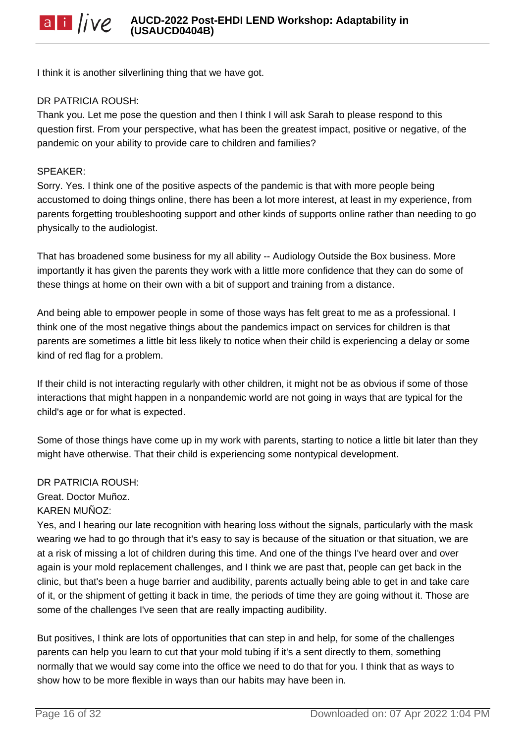I think it is another silverlining thing that we have got.

DR PATRICIA ROUSH:
Thank you. Let me pose the question and then I think I will ask Sarah to please respond to this question first. From your perspective, what has been the greatest impact, positive or negative, of the pandemic on your ability to provide care to children and families?

SPEAKER:
Sorry. Yes. I think one of the positive aspects of the pandemic is that with more people being accustomed to doing things online, there has been a lot more interest, at least in my experience, from parents forgetting troubleshooting support and other kinds of supports online rather than needing to go physically to the audiologist.

That has broadened some business for my all ability -- Audiology Outside the Box business. More importantly it has given the parents they work with a little more confidence that they can do some of these things at home on their own with a bit of support and training from a distance.

And being able to empower people in some of those ways has felt great to me as a professional. I think one of the most negative things about the pandemics impact on services for children is that parents are sometimes a little bit less likely to notice when their child is experiencing a delay or some kind of red flag for a problem.

If their child is not interacting regularly with other children, it might not be as obvious if some of those interactions that might happen in a nonpandemic world are not going in ways that are typical for the child's age or for what is expected.

Some of those things have come up in my work with parents, starting to notice a little bit later than they might have otherwise. That their child is experiencing some nontypical development.

DR PATRICIA ROUSH:
Great. Doctor Muñoz.
KAREN MUÑOZ:
Yes, and I hearing our late recognition with hearing loss without the signals, particularly with the mask wearing we had to go through that it's easy to say is because of the situation or that situation, we are at a risk of missing a lot of children during this time. And one of the things I've heard over and over again is your mold replacement challenges, and I think we are past that, people can get back in the clinic, but that's been a huge barrier and audibility, parents actually being able to get in and take care of it, or the shipment of getting it back in time, the periods of time they are going without it. Those are some of the challenges I've seen that are really impacting audibility.

But positives, I think are lots of opportunities that can step in and help, for some of the challenges parents can help you learn to cut that your mold tubing if it's a sent directly to them, something normally that we would say come into the office we need to do that for you. I think that as ways to show how to be more flexible in ways than our habits may have been in.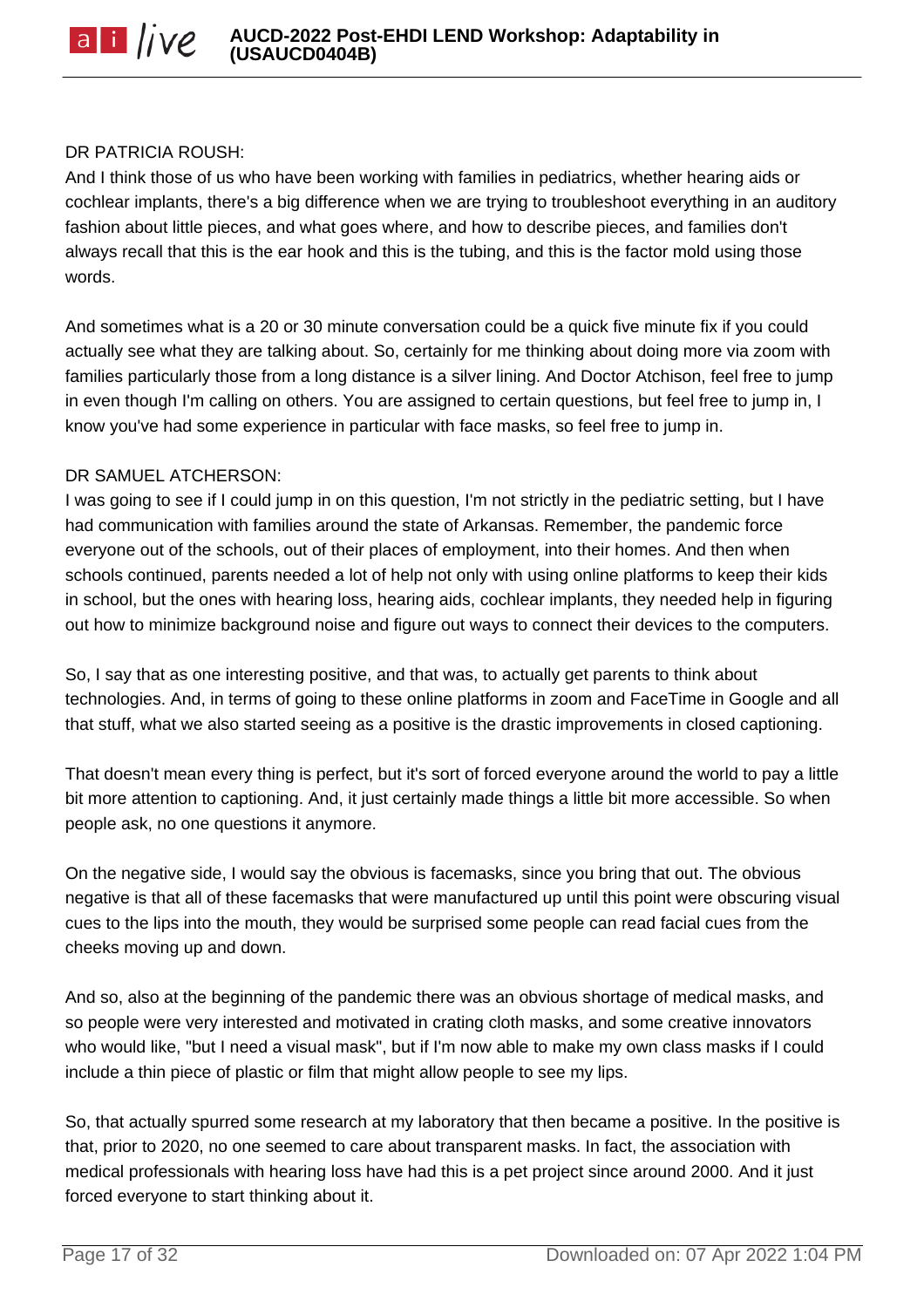DR PATRICIA ROUSH:

And I think those of us who have been working with families in pediatrics, whether hearing aids or cochlear implants, there's a big difference when we are trying to troubleshoot everything in an auditory fashion about little pieces, and what goes where, and how to describe pieces, and families don't always recall that this is the ear hook and this is the tubing, and this is the factor mold using those words.

And sometimes what is a 20 or 30 minute conversation could be a quick five minute fix if you could actually see what they are talking about. So, certainly for me thinking about doing more via zoom with families particularly those from a long distance is a silver lining. And Doctor Atchison, feel free to jump in even though I'm calling on others. You are assigned to certain questions, but feel free to jump in, I know you've had some experience in particular with face masks, so feel free to jump in.

DR SAMUEL ATCHERSON:

I was going to see if I could jump in on this question, I'm not strictly in the pediatric setting, but I have had communication with families around the state of Arkansas. Remember, the pandemic force everyone out of the schools, out of their places of employment, into their homes. And then when schools continued, parents needed a lot of help not only with using online platforms to keep their kids in school, but the ones with hearing loss, hearing aids, cochlear implants, they needed help in figuring out how to minimize background noise and figure out ways to connect their devices to the computers.

So, I say that as one interesting positive, and that was, to actually get parents to think about technologies. And, in terms of going to these online platforms in zoom and FaceTime in Google and all that stuff, what we also started seeing as a positive is the drastic improvements in closed captioning.

That doesn't mean every thing is perfect, but it's sort of forced everyone around the world to pay a little bit more attention to captioning. And, it just certainly made things a little bit more accessible. So when people ask, no one questions it anymore.

On the negative side, I would say the obvious is facemasks, since you bring that out. The obvious negative is that all of these facemasks that were manufactured up until this point were obscuring visual cues to the lips into the mouth, they would be surprised some people can read facial cues from the cheeks moving up and down.

And so, also at the beginning of the pandemic there was an obvious shortage of medical masks, and so people were very interested and motivated in crating cloth masks, and some creative innovators who would like, "but I need a visual mask", but if I'm now able to make my own class masks if I could include a thin piece of plastic or film that might allow people to see my lips.

So, that actually spurred some research at my laboratory that then became a positive. In the positive is that, prior to 2020, no one seemed to care about transparent masks. In fact, the association with medical professionals with hearing loss have had this is a pet project since around 2000. And it just forced everyone to start thinking about it.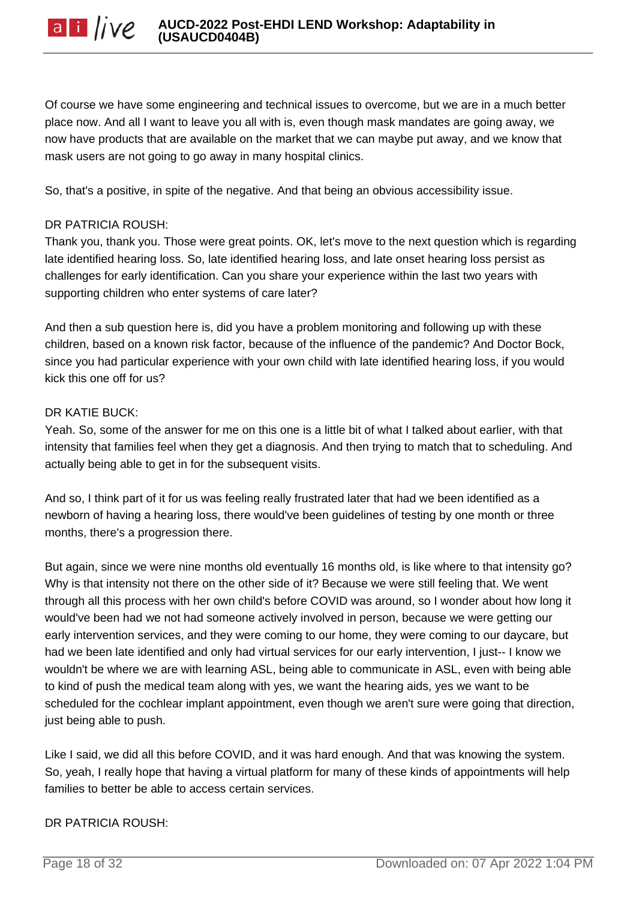Of course we have some engineering and technical issues to overcome, but we are in a much better place now. And all I want to leave you all with is, even though mask mandates are going away, we now have products that are available on the market that we can maybe put away, and we know that mask users are not going to go away in many hospital clinics.

So, that's a positive, in spite of the negative. And that being an obvious accessibility issue.

DR PATRICIA ROUSH:
Thank you, thank you. Those were great points. OK, let's move to the next question which is regarding late identified hearing loss. So, late identified hearing loss, and late onset hearing loss persist as challenges for early identification. Can you share your experience within the last two years with supporting children who enter systems of care later?

And then a sub question here is, did you have a problem monitoring and following up with these children, based on a known risk factor, because of the influence of the pandemic? And Doctor Bock, since you had particular experience with your own child with late identified hearing loss, if you would kick this one off for us?

DR KATIE BUCK:
Yeah. So, some of the answer for me on this one is a little bit of what I talked about earlier, with that intensity that families feel when they get a diagnosis. And then trying to match that to scheduling. And actually being able to get in for the subsequent visits.

And so, I think part of it for us was feeling really frustrated later that had we been identified as a newborn of having a hearing loss, there would've been guidelines of testing by one month or three months, there's a progression there.

But again, since we were nine months old eventually 16 months old, is like where to that intensity go? Why is that intensity not there on the other side of it? Because we were still feeling that. We went through all this process with her own child's before COVID was around, so I wonder about how long it would've been had we not had someone actively involved in person, because we were getting our early intervention services, and they were coming to our home, they were coming to our daycare, but had we been late identified and only had virtual services for our early intervention, I just-- I know we wouldn't be where we are with learning ASL, being able to communicate in ASL, even with being able to kind of push the medical team along with yes, we want the hearing aids, yes we want to be scheduled for the cochlear implant appointment, even though we aren't sure were going that direction, just being able to push.

Like I said, we did all this before COVID, and it was hard enough. And that was knowing the system. So, yeah, I really hope that having a virtual platform for many of these kinds of appointments will help families to better be able to access certain services.

DR PATRICIA ROUSH: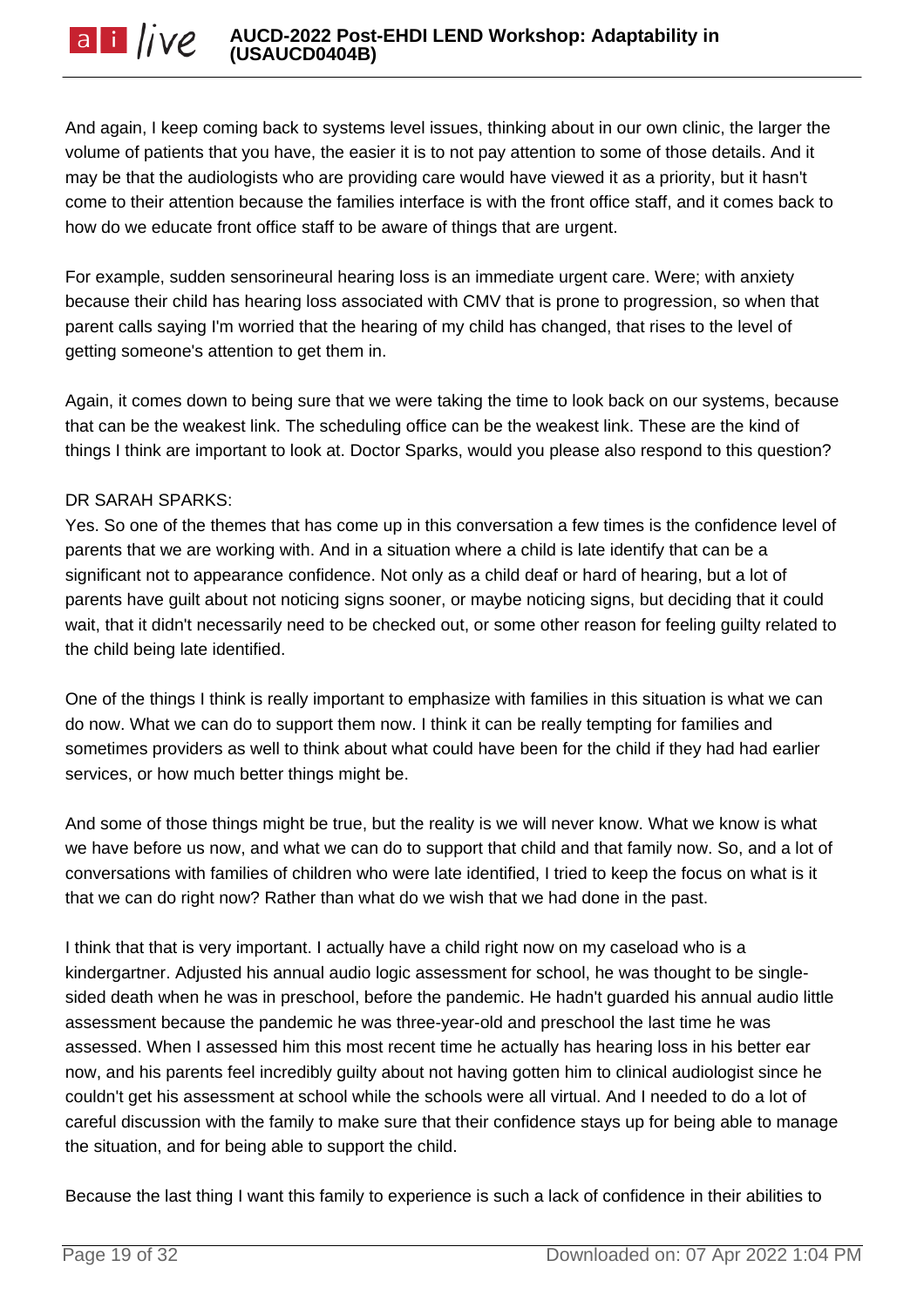And again, I keep coming back to systems level issues, thinking about in our own clinic, the larger the volume of patients that you have, the easier it is to not pay attention to some of those details. And it may be that the audiologists who are providing care would have viewed it as a priority, but it hasn't come to their attention because the families interface is with the front office staff, and it comes back to how do we educate front office staff to be aware of things that are urgent.

For example, sudden sensorineural hearing loss is an immediate urgent care. Were; with anxiety because their child has hearing loss associated with CMV that is prone to progression, so when that parent calls saying I'm worried that the hearing of my child has changed, that rises to the level of getting someone's attention to get them in.

Again, it comes down to being sure that we were taking the time to look back on our systems, because that can be the weakest link. The scheduling office can be the weakest link. These are the kind of things I think are important to look at. Doctor Sparks, would you please also respond to this question?

DR SARAH SPARKS:
Yes. So one of the themes that has come up in this conversation a few times is the confidence level of parents that we are working with. And in a situation where a child is late identify that can be a significant not to appearance confidence. Not only as a child deaf or hard of hearing, but a lot of parents have guilt about not noticing signs sooner, or maybe noticing signs, but deciding that it could wait, that it didn't necessarily need to be checked out, or some other reason for feeling guilty related to the child being late identified.

One of the things I think is really important to emphasize with families in this situation is what we can do now. What we can do to support them now. I think it can be really tempting for families and sometimes providers as well to think about what could have been for the child if they had had earlier services, or how much better things might be.

And some of those things might be true, but the reality is we will never know. What we know is what we have before us now, and what we can do to support that child and that family now. So, and a lot of conversations with families of children who were late identified, I tried to keep the focus on what is it that we can do right now? Rather than what do we wish that we had done in the past.

I think that that is very important. I actually have a child right now on my caseload who is a kindergartner. Adjusted his annual audio logic assessment for school, he was thought to be single-sided death when he was in preschool, before the pandemic. He hadn't guarded his annual audio little assessment because the pandemic he was three-year-old and preschool the last time he was assessed. When I assessed him this most recent time he actually has hearing loss in his better ear now, and his parents feel incredibly guilty about not having gotten him to clinical audiologist since he couldn't get his assessment at school while the schools were all virtual. And I needed to do a lot of careful discussion with the family to make sure that their confidence stays up for being able to manage the situation, and for being able to support the child.

Because the last thing I want this family to experience is such a lack of confidence in their abilities to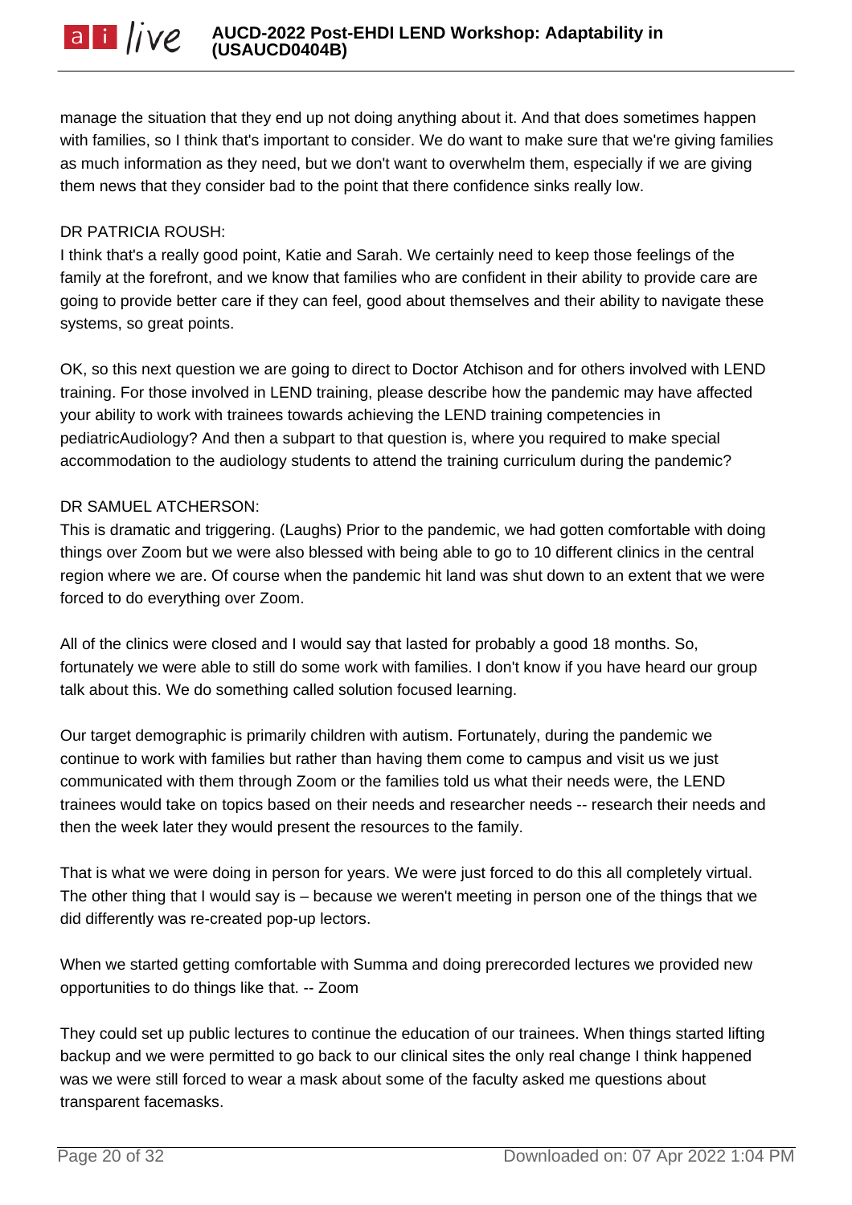manage the situation that they end up not doing anything about it. And that does sometimes happen with families, so I think that's important to consider. We do want to make sure that we're giving families as much information as they need, but we don't want to overwhelm them, especially if we are giving them news that they consider bad to the point that there confidence sinks really low.

DR PATRICIA ROUSH:
I think that's a really good point, Katie and Sarah. We certainly need to keep those feelings of the family at the forefront, and we know that families who are confident in their ability to provide care are going to provide better care if they can feel, good about themselves and their ability to navigate these systems, so great points.

OK, so this next question we are going to direct to Doctor Atchison and for others involved with LEND training. For those involved in LEND training, please describe how the pandemic may have affected your ability to work with trainees towards achieving the LEND training competencies in pediatricAudiology? And then a subpart to that question is, where you required to make special accommodation to the audiology students to attend the training curriculum during the pandemic?

DR SAMUEL ATCHERSON:
This is dramatic and triggering. (Laughs) Prior to the pandemic, we had gotten comfortable with doing things over Zoom but we were also blessed with being able to go to 10 different clinics in the central region where we are. Of course when the pandemic hit land was shut down to an extent that we were forced to do everything over Zoom.

All of the clinics were closed and I would say that lasted for probably a good 18 months. So, fortunately we were able to still do some work with families. I don't know if you have heard our group talk about this. We do something called solution focused learning.

Our target demographic is primarily children with autism. Fortunately, during the pandemic we continue to work with families but rather than having them come to campus and visit us we just communicated with them through Zoom or the families told us what their needs were, the LEND trainees would take on topics based on their needs and researcher needs -- research their needs and then the week later they would present the resources to the family.

That is what we were doing in person for years. We were just forced to do this all completely virtual. The other thing that I would say is – because we weren't meeting in person one of the things that we did differently was re-created pop-up lectors.

When we started getting comfortable with Summa and doing prerecorded lectures we provided new opportunities to do things like that. -- Zoom

They could set up public lectures to continue the education of our trainees. When things started lifting backup and we were permitted to go back to our clinical sites the only real change I think happened was we were still forced to wear a mask about some of the faculty asked me questions about transparent facemasks.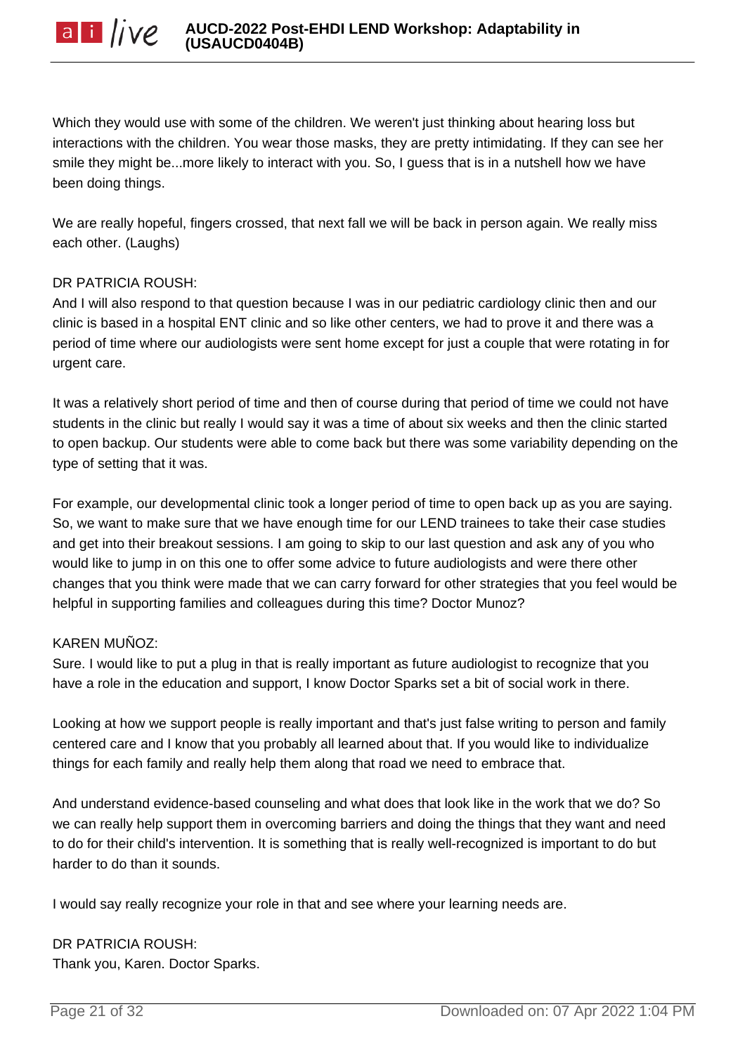Which they would use with some of the children. We weren't just thinking about hearing loss but interactions with the children. You wear those masks, they are pretty intimidating. If they can see her smile they might be...more likely to interact with you. So, I guess that is in a nutshell how we have been doing things.

We are really hopeful, fingers crossed, that next fall we will be back in person again. We really miss each other. (Laughs)

DR PATRICIA ROUSH:
And I will also respond to that question because I was in our pediatric cardiology clinic then and our clinic is based in a hospital ENT clinic and so like other centers, we had to prove it and there was a period of time where our audiologists were sent home except for just a couple that were rotating in for urgent care.

It was a relatively short period of time and then of course during that period of time we could not have students in the clinic but really I would say it was a time of about six weeks and then the clinic started to open backup. Our students were able to come back but there was some variability depending on the type of setting that it was.

For example, our developmental clinic took a longer period of time to open back up as you are saying. So, we want to make sure that we have enough time for our LEND trainees to take their case studies and get into their breakout sessions. I am going to skip to our last question and ask any of you who would like to jump in on this one to offer some advice to future audiologists and were there other changes that you think were made that we can carry forward for other strategies that you feel would be helpful in supporting families and colleagues during this time? Doctor Munoz?

KAREN MUÑOZ:
Sure. I would like to put a plug in that is really important as future audiologist to recognize that you have a role in the education and support, I know Doctor Sparks set a bit of social work in there.

Looking at how we support people is really important and that's just false writing to person and family centered care and I know that you probably all learned about that. If you would like to individualize things for each family and really help them along that road we need to embrace that.

And understand evidence-based counseling and what does that look like in the work that we do? So we can really help support them in overcoming barriers and doing the things that they want and need to do for their child's intervention. It is something that is really well-recognized is important to do but harder to do than it sounds.

I would say really recognize your role in that and see where your learning needs are.

DR PATRICIA ROUSH:
Thank you, Karen. Doctor Sparks.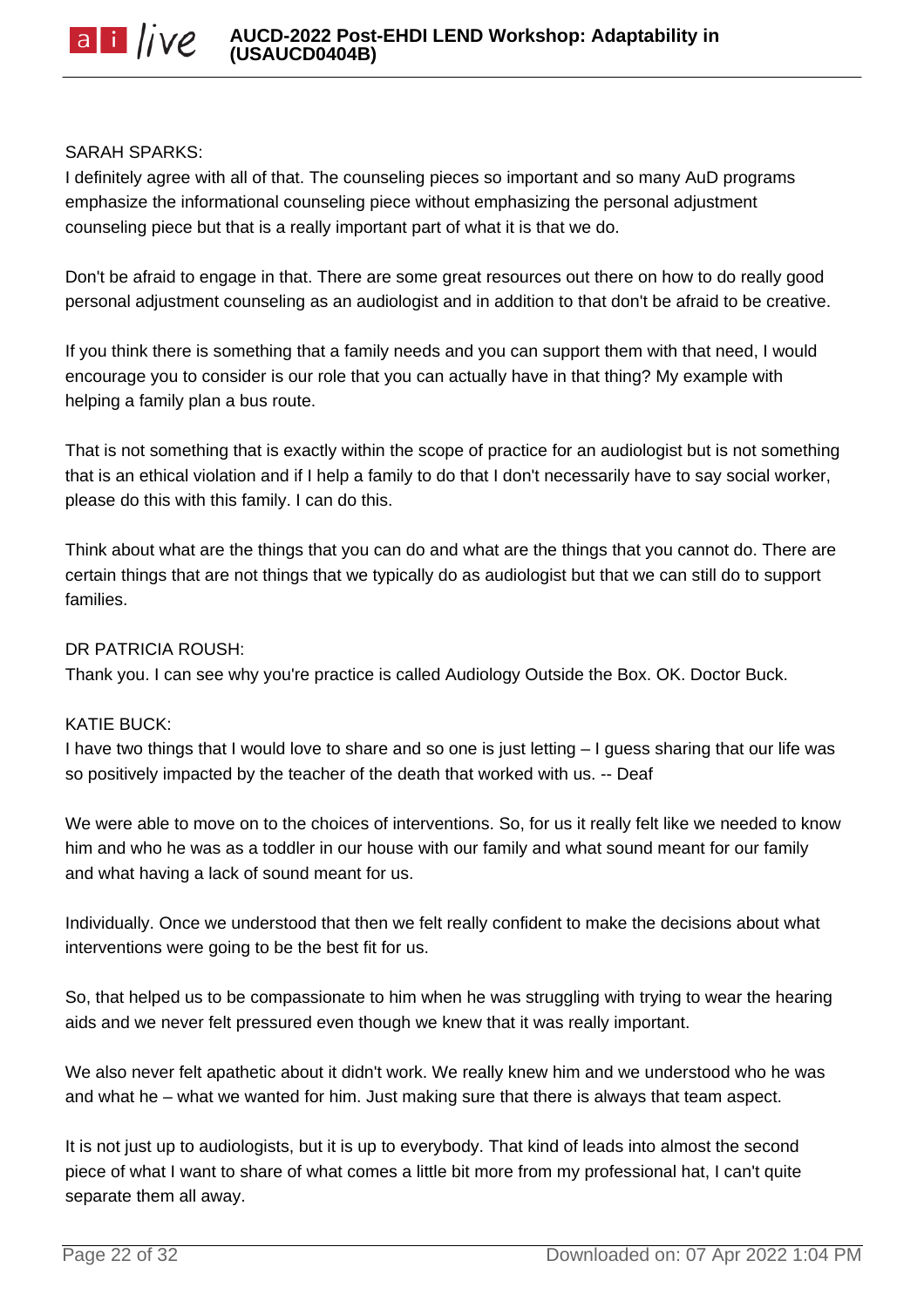SARAH SPARKS:
I definitely agree with all of that. The counseling pieces so important and so many AuD programs emphasize the informational counseling piece without emphasizing the personal adjustment counseling piece but that is a really important part of what it is that we do.

Don't be afraid to engage in that. There are some great resources out there on how to do really good personal adjustment counseling as an audiologist and in addition to that don't be afraid to be creative.

If you think there is something that a family needs and you can support them with that need, I would encourage you to consider is our role that you can actually have in that thing? My example with helping a family plan a bus route.

That is not something that is exactly within the scope of practice for an audiologist but is not something that is an ethical violation and if I help a family to do that I don't necessarily have to say social worker, please do this with this family. I can do this.

Think about what are the things that you can do and what are the things that you cannot do. There are certain things that are not things that we typically do as audiologist but that we can still do to support families.

DR PATRICIA ROUSH:
Thank you. I can see why you're practice is called Audiology Outside the Box. OK. Doctor Buck.

KATIE BUCK:
I have two things that I would love to share and so one is just letting – I guess sharing that our life was so positively impacted by the teacher of the death that worked with us. -- Deaf

We were able to move on to the choices of interventions. So, for us it really felt like we needed to know him and who he was as a toddler in our house with our family and what sound meant for our family and what having a lack of sound meant for us.

Individually. Once we understood that then we felt really confident to make the decisions about what interventions were going to be the best fit for us.

So, that helped us to be compassionate to him when he was struggling with trying to wear the hearing aids and we never felt pressured even though we knew that it was really important.

We also never felt apathetic about it didn't work. We really knew him and we understood who he was and what he – what we wanted for him. Just making sure that there is always that team aspect.

It is not just up to audiologists, but it is up to everybody. That kind of leads into almost the second piece of what I want to share of what comes a little bit more from my professional hat, I can't quite separate them all away.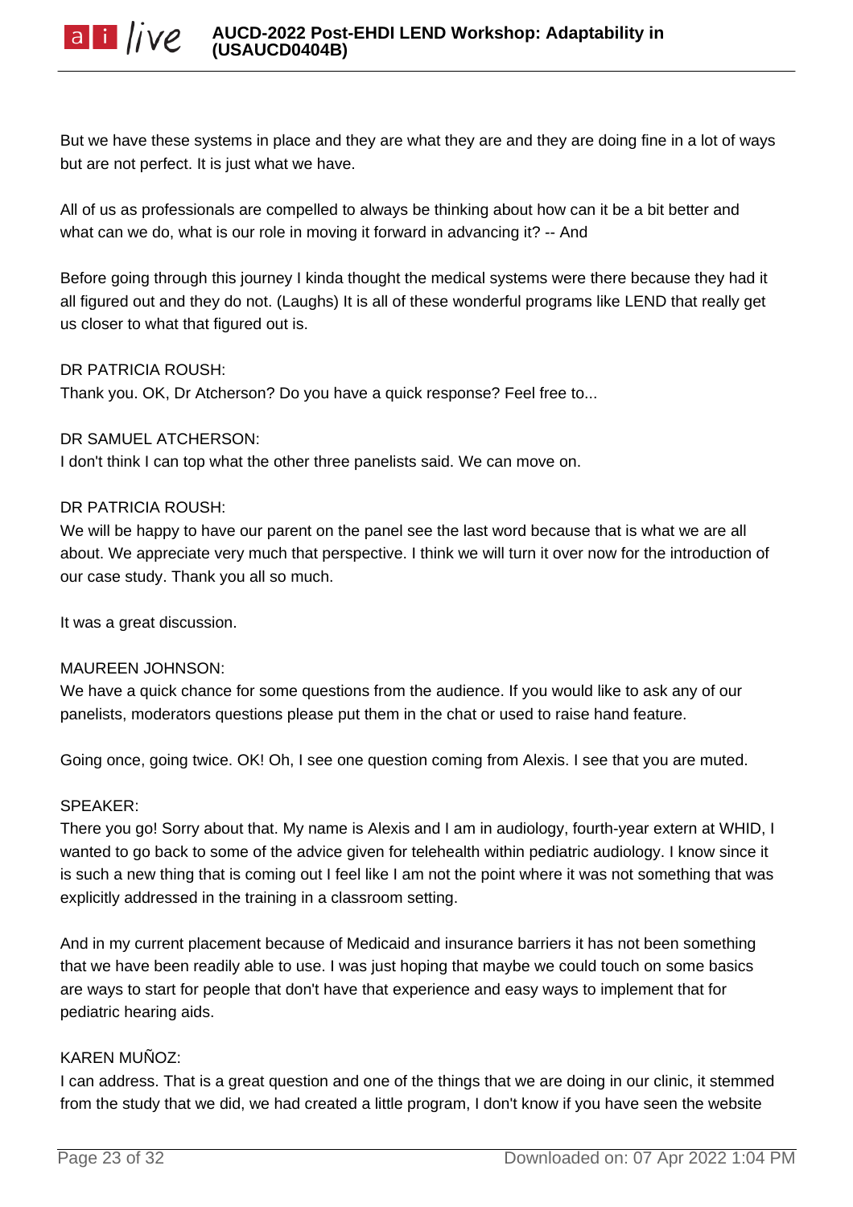But we have these systems in place and they are what they are and they are doing fine in a lot of ways but are not perfect. It is just what we have.

All of us as professionals are compelled to always be thinking about how can it be a bit better and what can we do, what is our role in moving it forward in advancing it? -- And

Before going through this journey I kinda thought the medical systems were there because they had it all figured out and they do not. (Laughs) It is all of these wonderful programs like LEND that really get us closer to what that figured out is.

DR PATRICIA ROUSH:
Thank you. OK, Dr Atcherson? Do you have a quick response? Feel free to...

DR SAMUEL ATCHERSON:
I don't think I can top what the other three panelists said. We can move on.

DR PATRICIA ROUSH:
We will be happy to have our parent on the panel see the last word because that is what we are all about. We appreciate very much that perspective. I think we will turn it over now for the introduction of our case study. Thank you all so much.

It was a great discussion.

MAUREEN JOHNSON:
We have a quick chance for some questions from the audience. If you would like to ask any of our panelists, moderators questions please put them in the chat or used to raise hand feature.

Going once, going twice. OK! Oh, I see one question coming from Alexis. I see that you are muted.

SPEAKER:
There you go! Sorry about that. My name is Alexis and I am in audiology, fourth-year extern at WHID, I wanted to go back to some of the advice given for telehealth within pediatric audiology. I know since it is such a new thing that is coming out I feel like I am not the point where it was not something that was explicitly addressed in the training in a classroom setting.

And in my current placement because of Medicaid and insurance barriers it has not been something that we have been readily able to use. I was just hoping that maybe we could touch on some basics are ways to start for people that don't have that experience and easy ways to implement that for pediatric hearing aids.

KAREN MUÑOZ:
I can address. That is a great question and one of the things that we are doing in our clinic, it stemmed from the study that we did, we had created a little program, I don't know if you have seen the website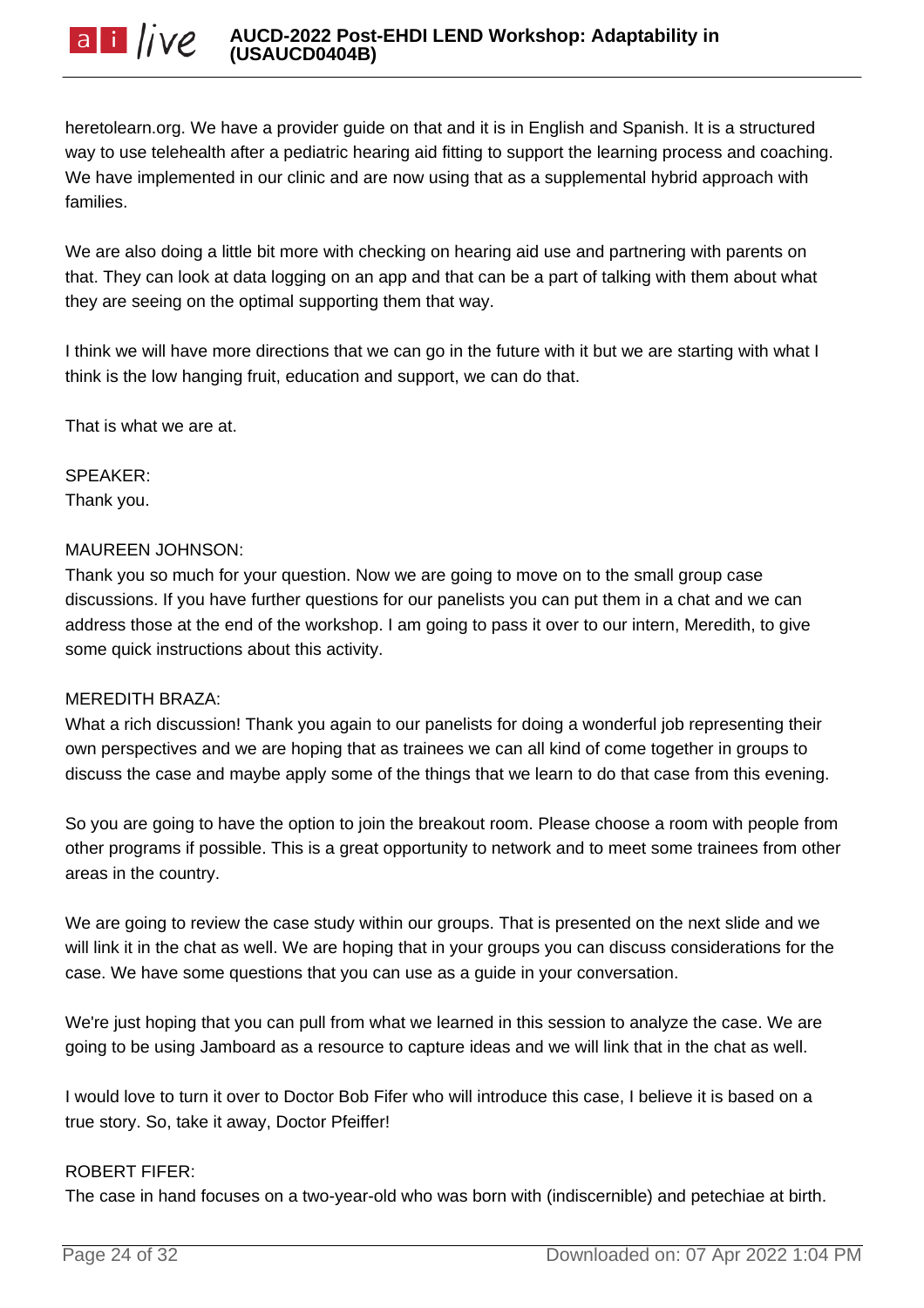heretolearn.org. We have a provider guide on that and it is in English and Spanish. It is a structured way to use telehealth after a pediatric hearing aid fitting to support the learning process and coaching. We have implemented in our clinic and are now using that as a supplemental hybrid approach with families.

We are also doing a little bit more with checking on hearing aid use and partnering with parents on that. They can look at data logging on an app and that can be a part of talking with them about what they are seeing on the optimal supporting them that way.

I think we will have more directions that we can go in the future with it but we are starting with what I think is the low hanging fruit, education and support, we can do that.

That is what we are at.

SPEAKER:
Thank you.

MAUREEN JOHNSON:
Thank you so much for your question. Now we are going to move on to the small group case discussions. If you have further questions for our panelists you can put them in a chat and we can address those at the end of the workshop. I am going to pass it over to our intern, Meredith, to give some quick instructions about this activity.

MEREDITH BRAZA:
What a rich discussion! Thank you again to our panelists for doing a wonderful job representing their own perspectives and we are hoping that as trainees we can all kind of come together in groups to discuss the case and maybe apply some of the things that we learn to do that case from this evening.

So you are going to have the option to join the breakout room. Please choose a room with people from other programs if possible. This is a great opportunity to network and to meet some trainees from other areas in the country.

We are going to review the case study within our groups. That is presented on the next slide and we will link it in the chat as well. We are hoping that in your groups you can discuss considerations for the case. We have some questions that you can use as a guide in your conversation.

We're just hoping that you can pull from what we learned in this session to analyze the case. We are going to be using Jamboard as a resource to capture ideas and we will link that in the chat as well.

I would love to turn it over to Doctor Bob Fifer who will introduce this case, I believe it is based on a true story. So, take it away, Doctor Pfeiffer!

ROBERT FIFER:
The case in hand focuses on a two-year-old who was born with (indiscernible) and petechiae at birth.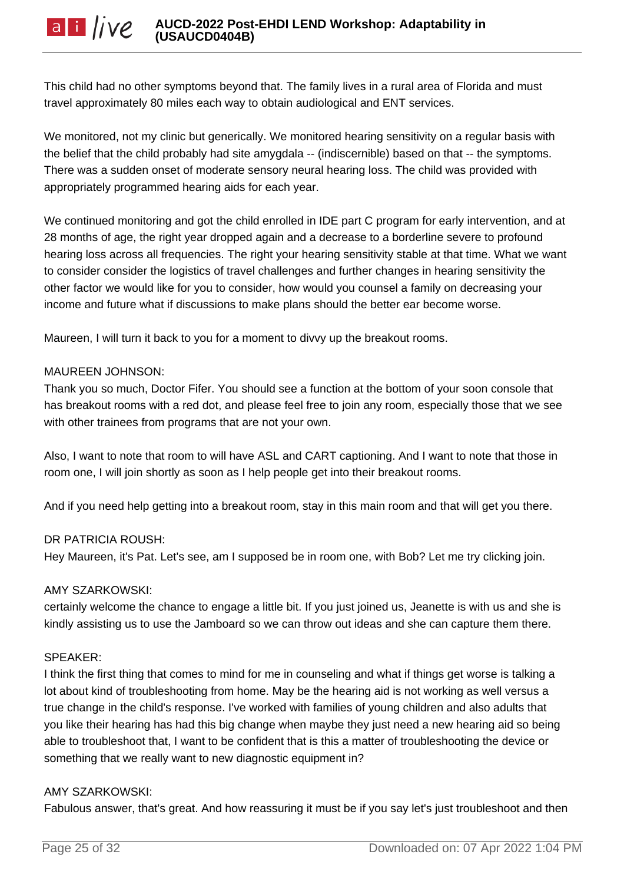This child had no other symptoms beyond that. The family lives in a rural area of Florida and must travel approximately 80 miles each way to obtain audiological and ENT services.

We monitored, not my clinic but generically. We monitored hearing sensitivity on a regular basis with the belief that the child probably had site amygdala -- (indiscernible) based on that -- the symptoms. There was a sudden onset of moderate sensory neural hearing loss. The child was provided with appropriately programmed hearing aids for each year.

We continued monitoring and got the child enrolled in IDE part C program for early intervention, and at 28 months of age, the right year dropped again and a decrease to a borderline severe to profound hearing loss across all frequencies. The right your hearing sensitivity stable at that time. What we want to consider consider the logistics of travel challenges and further changes in hearing sensitivity the other factor we would like for you to consider, how would you counsel a family on decreasing your income and future what if discussions to make plans should the better ear become worse.

Maureen, I will turn it back to you for a moment to divvy up the breakout rooms.

MAUREEN JOHNSON:
Thank you so much, Doctor Fifer. You should see a function at the bottom of your soon console that has breakout rooms with a red dot, and please feel free to join any room, especially those that we see with other trainees from programs that are not your own.

Also, I want to note that room to will have ASL and CART captioning. And I want to note that those in room one, I will join shortly as soon as I help people get into their breakout rooms.

And if you need help getting into a breakout room, stay in this main room and that will get you there.

DR PATRICIA ROUSH:
Hey Maureen, it's Pat. Let's see, am I supposed be in room one, with Bob? Let me try clicking join.

AMY SZARKOWSKI:
certainly welcome the chance to engage a little bit. If you just joined us, Jeanette is with us and she is kindly assisting us to use the Jamboard so we can throw out ideas and she can capture them there.

SPEAKER:
I think the first thing that comes to mind for me in counseling and what if things get worse is talking a lot about kind of troubleshooting from home. May be the hearing aid is not working as well versus a true change in the child's response. I've worked with families of young children and also adults that you like their hearing has had this big change when maybe they just need a new hearing aid so being able to troubleshoot that, I want to be confident that is this a matter of troubleshooting the device or something that we really want to new diagnostic equipment in?

AMY SZARKOWSKI:
Fabulous answer, that's great. And how reassuring it must be if you say let's just troubleshoot and then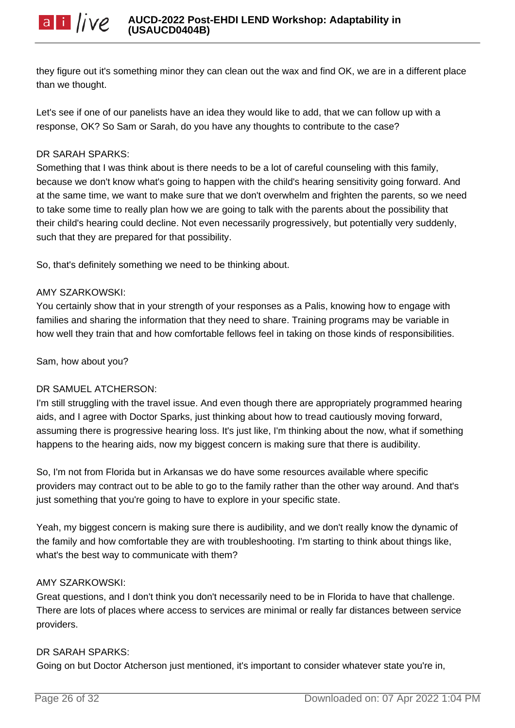they figure out it's something minor they can clean out the wax and find OK, we are in a different place than we thought.

Let's see if one of our panelists have an idea they would like to add, that we can follow up with a response, OK? So Sam or Sarah, do you have any thoughts to contribute to the case?

DR SARAH SPARKS:
Something that I was think about is there needs to be a lot of careful counseling with this family, because we don't know what's going to happen with the child's hearing sensitivity going forward. And at the same time, we want to make sure that we don't overwhelm and frighten the parents, so we need to take some time to really plan how we are going to talk with the parents about the possibility that their child's hearing could decline. Not even necessarily progressively, but potentially very suddenly, such that they are prepared for that possibility.

So, that's definitely something we need to be thinking about.

AMY SZARKOWSKI:
You certainly show that in your strength of your responses as a Palis, knowing how to engage with families and sharing the information that they need to share. Training programs may be variable in how well they train that and how comfortable fellows feel in taking on those kinds of responsibilities.

Sam, how about you?

DR SAMUEL ATCHERSON:
I'm still struggling with the travel issue. And even though there are appropriately programmed hearing aids, and I agree with Doctor Sparks, just thinking about how to tread cautiously moving forward, assuming there is progressive hearing loss. It's just like, I'm thinking about the now, what if something happens to the hearing aids, now my biggest concern is making sure that there is audibility.

So, I'm not from Florida but in Arkansas we do have some resources available where specific providers may contract out to be able to go to the family rather than the other way around. And that's just something that you're going to have to explore in your specific state.

Yeah, my biggest concern is making sure there is audibility, and we don't really know the dynamic of the family and how comfortable they are with troubleshooting. I'm starting to think about things like, what's the best way to communicate with them?

AMY SZARKOWSKI:
Great questions, and I don't think you don't necessarily need to be in Florida to have that challenge. There are lots of places where access to services are minimal or really far distances between service providers.

DR SARAH SPARKS:
Going on but Doctor Atcherson just mentioned, it's important to consider whatever state you're in,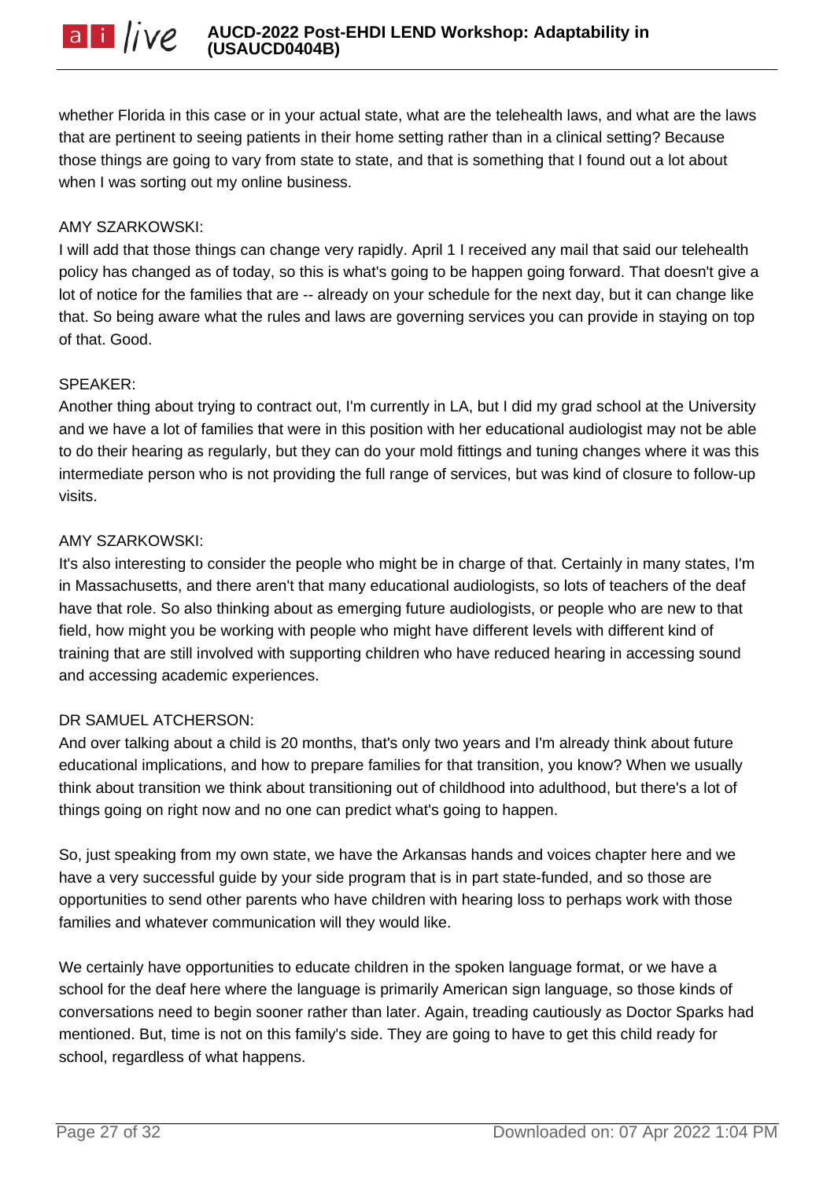whether Florida in this case or in your actual state, what are the telehealth laws, and what are the laws that are pertinent to seeing patients in their home setting rather than in a clinical setting? Because those things are going to vary from state to state, and that is something that I found out a lot about when I was sorting out my online business.

AMY SZARKOWSKI:
I will add that those things can change very rapidly. April 1 I received any mail that said our telehealth policy has changed as of today, so this is what's going to be happen going forward. That doesn't give a lot of notice for the families that are -- already on your schedule for the next day, but it can change like that. So being aware what the rules and laws are governing services you can provide in staying on top of that. Good.

SPEAKER:
Another thing about trying to contract out, I'm currently in LA, but I did my grad school at the University and we have a lot of families that were in this position with her educational audiologist may not be able to do their hearing as regularly, but they can do your mold fittings and tuning changes where it was this intermediate person who is not providing the full range of services, but was kind of closure to follow-up visits.

AMY SZARKOWSKI:
It's also interesting to consider the people who might be in charge of that. Certainly in many states, I'm in Massachusetts, and there aren't that many educational audiologists, so lots of teachers of the deaf have that role. So also thinking about as emerging future audiologists, or people who are new to that field, how might you be working with people who might have different levels with different kind of training that are still involved with supporting children who have reduced hearing in accessing sound and accessing academic experiences.

DR SAMUEL ATCHERSON:
And over talking about a child is 20 months, that's only two years and I'm already think about future educational implications, and how to prepare families for that transition, you know? When we usually think about transition we think about transitioning out of childhood into adulthood, but there's a lot of things going on right now and no one can predict what's going to happen.

So, just speaking from my own state, we have the Arkansas hands and voices chapter here and we have a very successful guide by your side program that is in part state-funded, and so those are opportunities to send other parents who have children with hearing loss to perhaps work with those families and whatever communication will they would like.

We certainly have opportunities to educate children in the spoken language format, or we have a school for the deaf here where the language is primarily American sign language, so those kinds of conversations need to begin sooner rather than later. Again, treading cautiously as Doctor Sparks had mentioned. But, time is not on this family's side. They are going to have to get this child ready for school, regardless of what happens.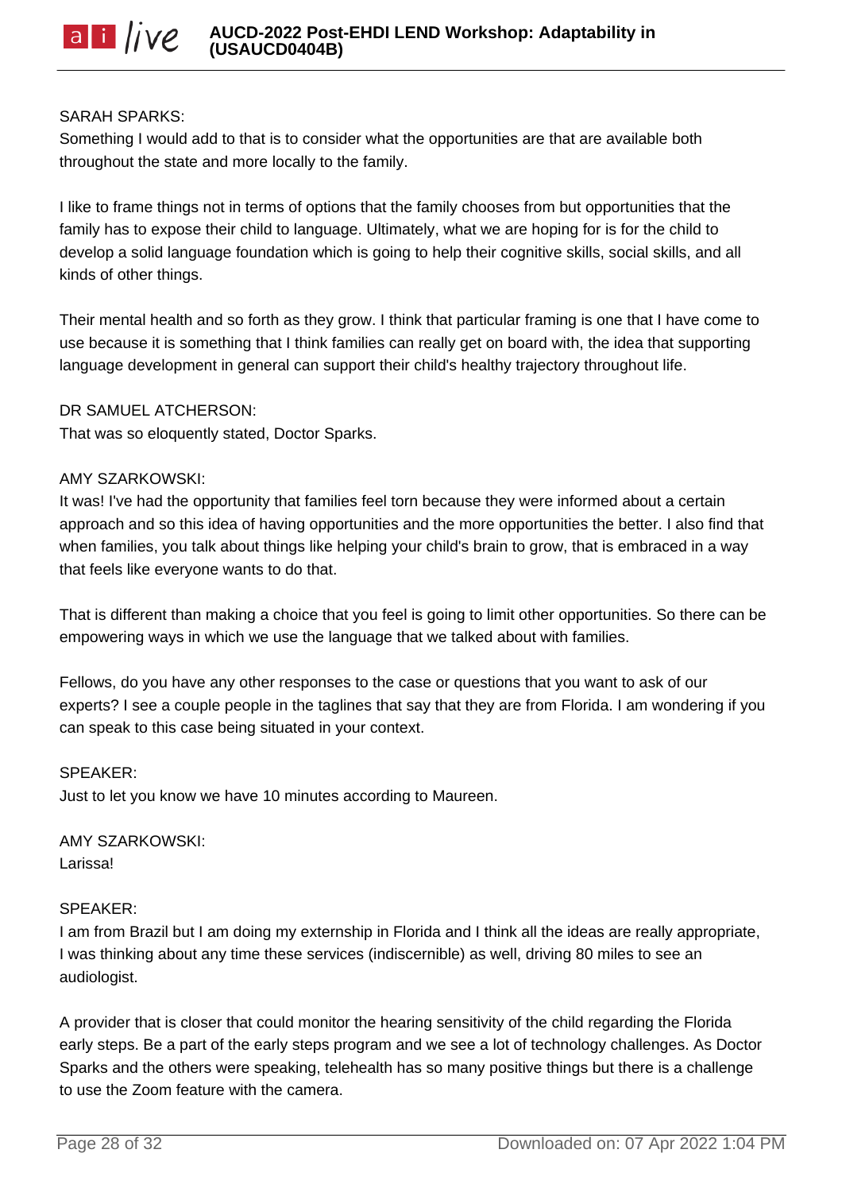SARAH SPARKS:
Something I would add to that is to consider what the opportunities are that are available both throughout the state and more locally to the family.

I like to frame things not in terms of options that the family chooses from but opportunities that the family has to expose their child to language. Ultimately, what we are hoping for is for the child to develop a solid language foundation which is going to help their cognitive skills, social skills, and all kinds of other things.

Their mental health and so forth as they grow. I think that particular framing is one that I have come to use because it is something that I think families can really get on board with, the idea that supporting language development in general can support their child's healthy trajectory throughout life.

DR SAMUEL ATCHERSON:
That was so eloquently stated, Doctor Sparks.

AMY SZARKOWSKI:
It was! I've had the opportunity that families feel torn because they were informed about a certain approach and so this idea of having opportunities and the more opportunities the better. I also find that when families, you talk about things like helping your child's brain to grow, that is embraced in a way that feels like everyone wants to do that.

That is different than making a choice that you feel is going to limit other opportunities. So there can be empowering ways in which we use the language that we talked about with families.

Fellows, do you have any other responses to the case or questions that you want to ask of our experts? I see a couple people in the taglines that say that they are from Florida. I am wondering if you can speak to this case being situated in your context.

SPEAKER:
Just to let you know we have 10 minutes according to Maureen.

AMY SZARKOWSKI:
Larissa!

SPEAKER:
I am from Brazil but I am doing my externship in Florida and I think all the ideas are really appropriate, I was thinking about any time these services (indiscernible) as well, driving 80 miles to see an audiologist.

A provider that is closer that could monitor the hearing sensitivity of the child regarding the Florida early steps. Be a part of the early steps program and we see a lot of technology challenges. As Doctor Sparks and the others were speaking, telehealth has so many positive things but there is a challenge to use the Zoom feature with the camera.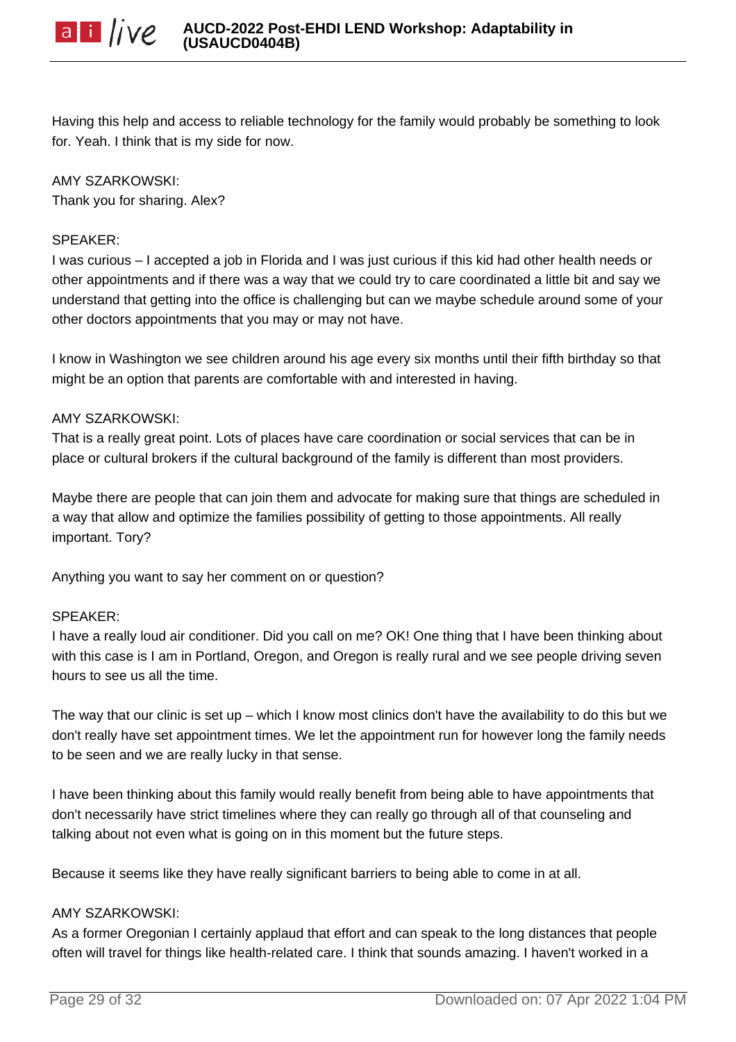Having this help and access to reliable technology for the family would probably be something to look for. Yeah. I think that is my side for now.

AMY SZARKOWSKI:
Thank you for sharing. Alex?

SPEAKER:
I was curious – I accepted a job in Florida and I was just curious if this kid had other health needs or other appointments and if there was a way that we could try to care coordinated a little bit and say we understand that getting into the office is challenging but can we maybe schedule around some of your other doctors appointments that you may or may not have.

I know in Washington we see children around his age every six months until their fifth birthday so that might be an option that parents are comfortable with and interested in having.

AMY SZARKOWSKI:
That is a really great point. Lots of places have care coordination or social services that can be in place or cultural brokers if the cultural background of the family is different than most providers.

Maybe there are people that can join them and advocate for making sure that things are scheduled in a way that allow and optimize the families possibility of getting to those appointments. All really important. Tory?

Anything you want to say her comment on or question?

SPEAKER:
I have a really loud air conditioner. Did you call on me? OK! One thing that I have been thinking about with this case is I am in Portland, Oregon, and Oregon is really rural and we see people driving seven hours to see us all the time.

The way that our clinic is set up – which I know most clinics don't have the availability to do this but we don't really have set appointment times. We let the appointment run for however long the family needs to be seen and we are really lucky in that sense.

I have been thinking about this family would really benefit from being able to have appointments that don't necessarily have strict timelines where they can really go through all of that counseling and talking about not even what is going on in this moment but the future steps.

Because it seems like they have really significant barriers to being able to come in at all.

AMY SZARKOWSKI:
As a former Oregonian I certainly applaud that effort and can speak to the long distances that people often will travel for things like health-related care. I think that sounds amazing. I haven't worked in a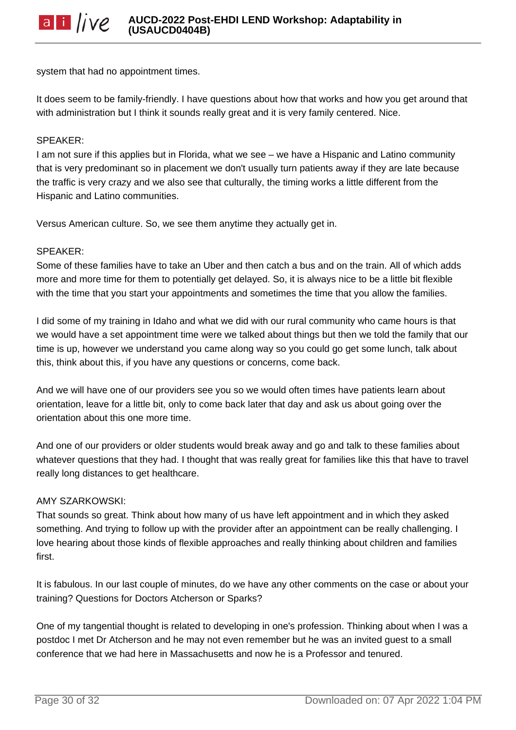system that had no appointment times.

It does seem to be family-friendly. I have questions about how that works and how you get around that with administration but I think it sounds really great and it is very family centered. Nice.

SPEAKER:
I am not sure if this applies but in Florida, what we see – we have a Hispanic and Latino community that is very predominant so in placement we don't usually turn patients away if they are late because the traffic is very crazy and we also see that culturally, the timing works a little different from the Hispanic and Latino communities.

Versus American culture. So, we see them anytime they actually get in.

SPEAKER:
Some of these families have to take an Uber and then catch a bus and on the train. All of which adds more and more time for them to potentially get delayed. So, it is always nice to be a little bit flexible with the time that you start your appointments and sometimes the time that you allow the families.

I did some of my training in Idaho and what we did with our rural community who came hours is that we would have a set appointment time were we talked about things but then we told the family that our time is up, however we understand you came along way so you could go get some lunch, talk about this, think about this, if you have any questions or concerns, come back.

And we will have one of our providers see you so we would often times have patients learn about orientation, leave for a little bit, only to come back later that day and ask us about going over the orientation about this one more time.

And one of our providers or older students would break away and go and talk to these families about whatever questions that they had. I thought that was really great for families like this that have to travel really long distances to get healthcare.

AMY SZARKOWSKI:
That sounds so great. Think about how many of us have left appointment and in which they asked something. And trying to follow up with the provider after an appointment can be really challenging. I love hearing about those kinds of flexible approaches and really thinking about children and families first.

It is fabulous. In our last couple of minutes, do we have any other comments on the case or about your training? Questions for Doctors Atcherson or Sparks?

One of my tangential thought is related to developing in one's profession. Thinking about when I was a postdoc I met Dr Atcherson and he may not even remember but he was an invited guest to a small conference that we had here in Massachusetts and now he is a Professor and tenured.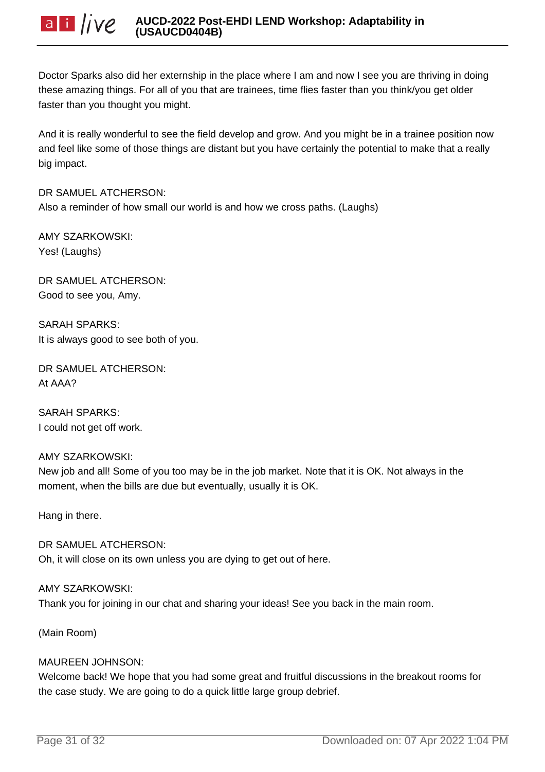Doctor Sparks also did her externship in the place where I am and now I see you are thriving in doing these amazing things. For all of you that are trainees, time flies faster than you think/you get older faster than you thought you might.

And it is really wonderful to see the field develop and grow. And you might be in a trainee position now and feel like some of those things are distant but you have certainly the potential to make that a really big impact.

DR SAMUEL ATCHERSON:
Also a reminder of how small our world is and how we cross paths. (Laughs)

AMY SZARKOWSKI:
Yes! (Laughs)

DR SAMUEL ATCHERSON:
Good to see you, Amy.

SARAH SPARKS:
It is always good to see both of you.

DR SAMUEL ATCHERSON:
At AAA?

SARAH SPARKS:
I could not get off work.

AMY SZARKOWSKI:
New job and all! Some of you too may be in the job market. Note that it is OK. Not always in the moment, when the bills are due but eventually, usually it is OK.

Hang in there.

DR SAMUEL ATCHERSON:
Oh, it will close on its own unless you are dying to get out of here.

AMY SZARKOWSKI:
Thank you for joining in our chat and sharing your ideas! See you back in the main room.

(Main Room)

MAUREEN JOHNSON:
Welcome back! We hope that you had some great and fruitful discussions in the breakout rooms for the case study. We are going to do a quick little large group debrief.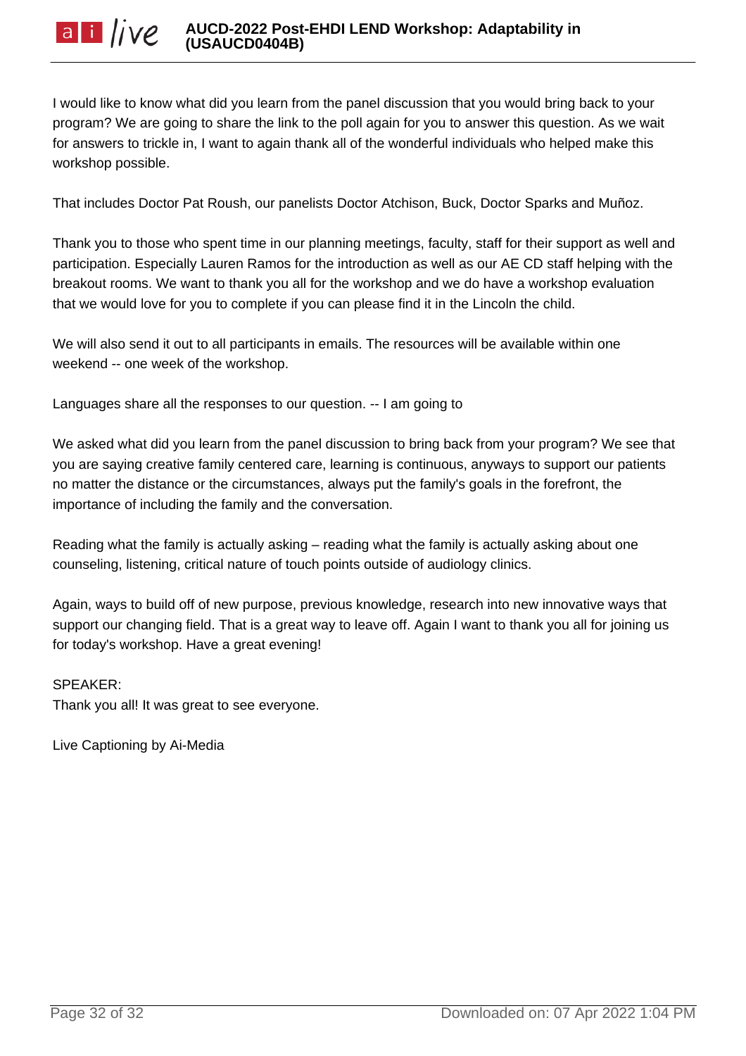I would like to know what did you learn from the panel discussion that you would bring back to your program? We are going to share the link to the poll again for you to answer this question. As we wait for answers to trickle in, I want to again thank all of the wonderful individuals who helped make this workshop possible.

That includes Doctor Pat Roush, our panelists Doctor Atchison, Buck, Doctor Sparks and Muñoz.

Thank you to those who spent time in our planning meetings, faculty, staff for their support as well and participation. Especially Lauren Ramos for the introduction as well as our AE CD staff helping with the breakout rooms. We want to thank you all for the workshop and we do have a workshop evaluation that we would love for you to complete if you can please find it in the Lincoln the child.

We will also send it out to all participants in emails. The resources will be available within one weekend -- one week of the workshop.

Languages share all the responses to our question. -- I am going to

We asked what did you learn from the panel discussion to bring back from your program? We see that you are saying creative family centered care, learning is continuous, anyways to support our patients no matter the distance or the circumstances, always put the family's goals in the forefront, the importance of including the family and the conversation.

Reading what the family is actually asking – reading what the family is actually asking about one counseling, listening, critical nature of touch points outside of audiology clinics.

Again, ways to build off of new purpose, previous knowledge, research into new innovative ways that support our changing field. That is a great way to leave off. Again I want to thank you all for joining us for today's workshop. Have a great evening!

SPEAKER:
Thank you all! It was great to see everyone.

Live Captioning by Ai-Media